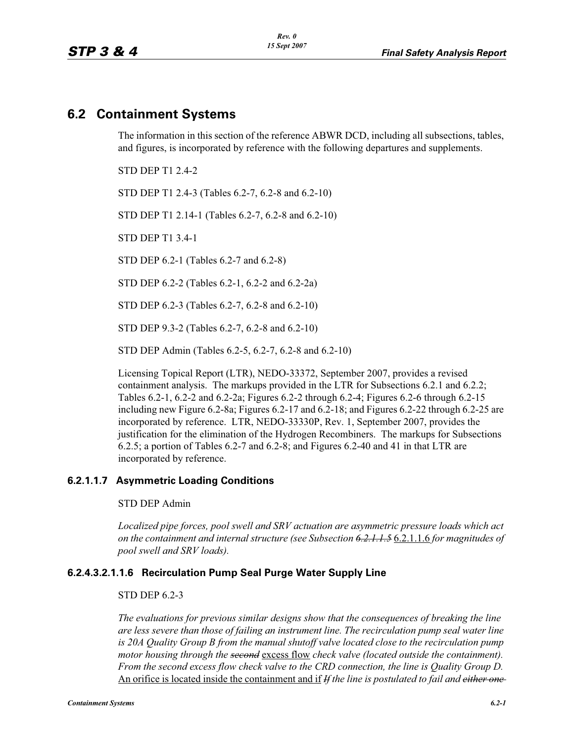# 6.2 Containment Systems

The information in this section of the reference ABWR DCD, including all subsections, tables, and figures, is incorporated by reference with the following departures and supplements.

STD DEP T1 2.4-2

STD DEP T1 2.4-3 (Tables 6.2-7, 6.2-8 and 6.2-10)

STD DEP T1 2.14-1 (Tables 6.2-7, 6.2-8 and 6.2-10)

STD DEP T1 3.4-1

STD DEP 6.2-1 (Tables 6.2-7 and 6.2-8)

STD DEP 6.2-2 (Tables 6.2-1, 6.2-2 and 6.2-2a)

STD DEP 6.2-3 (Tables 6.2-7, 6.2-8 and 6.2-10)

STD DEP 9.3-2 (Tables 6.2-7, 6.2-8 and 6.2-10)

STD DEP Admin (Tables 6.2-5, 6.2-7, 6.2-8 and 6.2-10)

Licensing Topical Report (LTR), NEDO-33372, September 2007, provides a revised containment analysis. The markups provided in the LTR for Subsections 6.2.1 and 6.2.2; Tables 6.2-1, 6.2-2 and 6.2-2a; Figures 6.2-2 through 6.2-4; Figures 6.2-6 through 6.2-15 including new Figure 6.2-8a; Figures 6.2-17 and 6.2-18; and Figures 6.2-22 through 6.2-25 are incorporated by reference. LTR, NEDO-33330P, Rev. 1, September 2007, provides the justification for the elimination of the Hydrogen Recombiners. The markups for Subsections 6.2.5; a portion of Tables 6.2-7 and 6.2-8; and Figures 6.2-40 and 41 in that LTR are incorporated by reference.

### 6.2.1.1.7 Asymmetric Loading Conditions

STD DEP Admin

*Localized pipe forces, pool swell and SRV actuation are asymmetric pressure loads which act on the containment and internal structure (see Subsection ~~6.2.1.1.5~~* 6.2.1.1.6 *for magnitudes of pool swell and SRV loads).*

### 6.2.4.3.2.1.1.6 Recirculation Pump Seal Purge Water Supply Line

STD DEP 6.2-3

*The evaluations for previous similar designs show that the consequences of breaking the line are less severe than those of failing an instrument line. The recirculation pump seal water line is 20A Quality Group B from the manual shutoff valve located close to the recirculation pump motor housing through the ~~second~~* excess flow *check valve (located outside the containment). From the second excess flow check valve to the CRD connection, the line is Quality Group D.* An orifice is located inside the containment and if *~~If~~ the line is postulated to fail and ~~either one~~*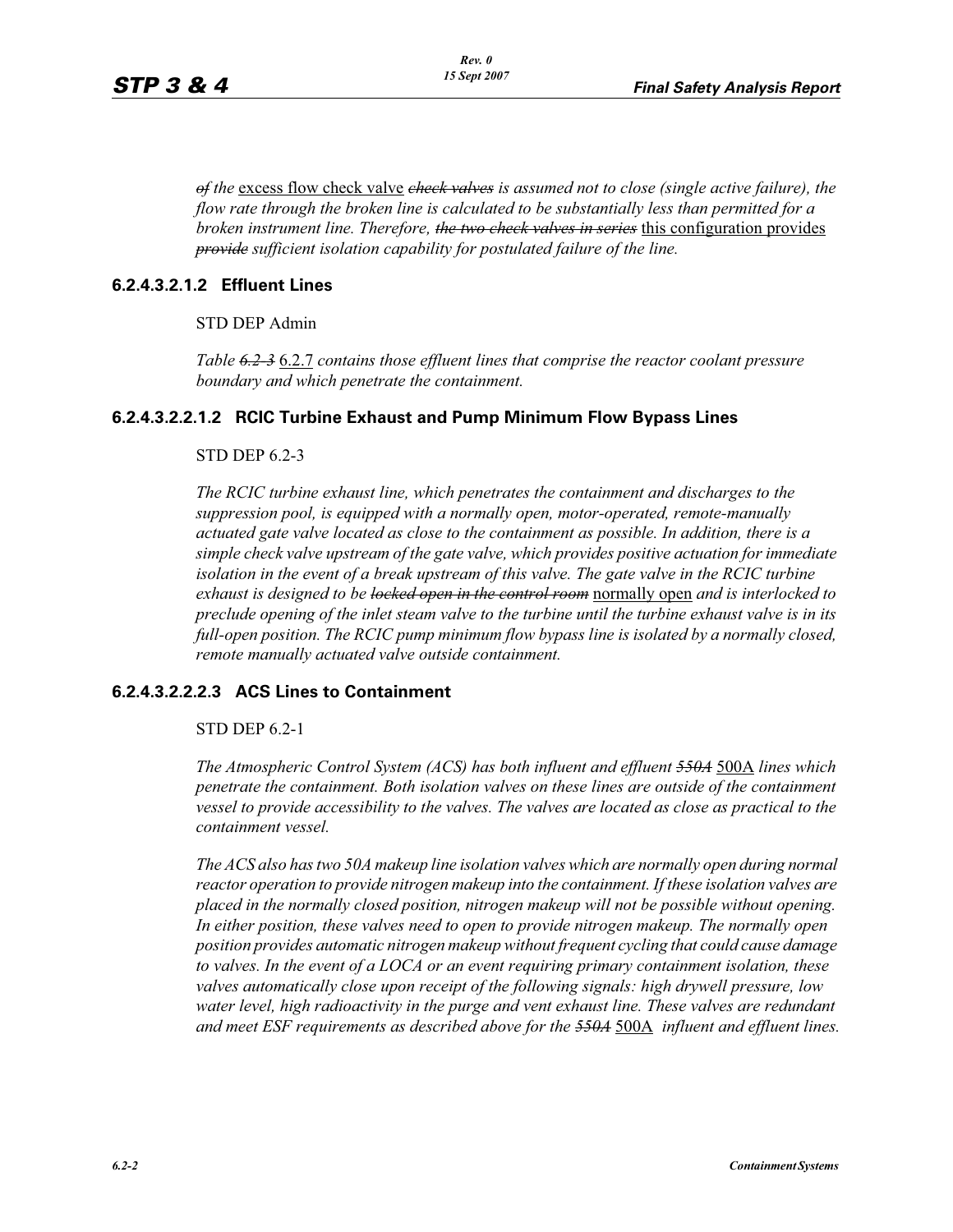*~~of~~ the* excess flow check valve *~~check valves~~ is assumed not to close (single active failure), the flow rate through the broken line is calculated to be substantially less than permitted for a broken instrument line. Therefore, ~~the two check valves in series~~* this configuration provides *~~provide~~ sufficient isolation capability for postulated failure of the line.*

### 6.2.4.3.2.1.2 Effluent Lines

STD DEP Admin

*Table ~~6.2-3~~* 6.2.7 *contains those effluent lines that comprise the reactor coolant pressure boundary and which penetrate the containment.*

### 6.2.4.3.2.2.1.2 RCIC Turbine Exhaust and Pump Minimum Flow Bypass Lines

STD DEP 6.2-3

*The RCIC turbine exhaust line, which penetrates the containment and discharges to the suppression pool, is equipped with a normally open, motor-operated, remote-manually actuated gate valve located as close to the containment as possible. In addition, there is a simple check valve upstream of the gate valve, which provides positive actuation for immediate isolation in the event of a break upstream of this valve. The gate valve in the RCIC turbine exhaust is designed to be ~~locked open in the control room~~* normally open *and is interlocked to preclude opening of the inlet steam valve to the turbine until the turbine exhaust valve is in its full-open position. The RCIC pump minimum flow bypass line is isolated by a normally closed, remote manually actuated valve outside containment.*

### 6.2.4.3.2.2.2.3 ACS Lines to Containment

STD DEP 6.2-1

*The Atmospheric Control System (ACS) has both influent and effluent ~~550A~~* 500A *lines which penetrate the containment. Both isolation valves on these lines are outside of the containment vessel to provide accessibility to the valves. The valves are located as close as practical to the containment vessel.*

*The ACS also has two 50A makeup line isolation valves which are normally open during normal reactor operation to provide nitrogen makeup into the containment. If these isolation valves are placed in the normally closed position, nitrogen makeup will not be possible without opening. In either position, these valves need to open to provide nitrogen makeup. The normally open position provides automatic nitrogen makeup without frequent cycling that could cause damage to valves. In the event of a LOCA or an event requiring primary containment isolation, these valves automatically close upon receipt of the following signals: high drywell pressure, low water level, high radioactivity in the purge and vent exhaust line. These valves are redundant and meet ESF requirements as described above for the ~~550A~~* 500A *influent and effluent lines.*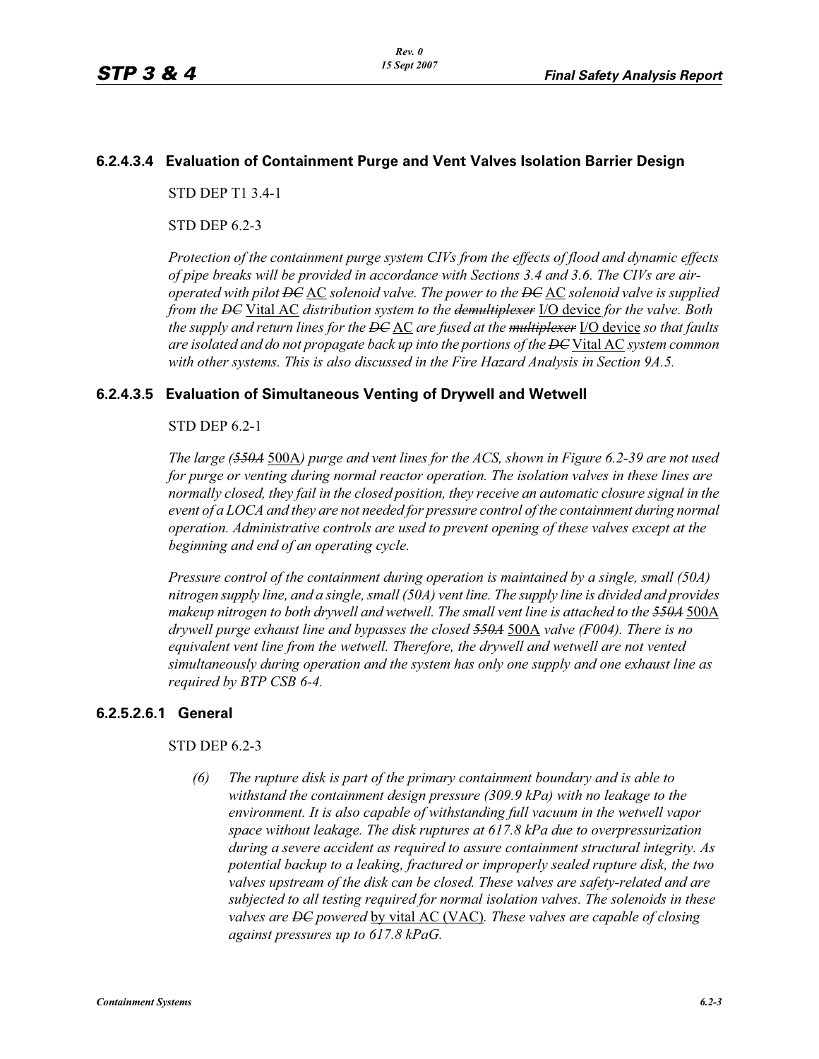### 6.2.4.3.4 Evaluation of Containment Purge and Vent Valves Isolation Barrier Design

STD DEP T1 3.4-1

STD DEP 6.2-3

*Protection of the containment purge system CIVs from the effects of flood and dynamic effects of pipe breaks will be provided in accordance with Sections 3.4 and 3.6. The CIVs are air-operated with pilot ~~DC~~* <u>AC</u> *solenoid valve. The power to the ~~DC~~* <u>AC</u> *solenoid valve is supplied from the ~~DC~~* <u>Vital AC</u> *distribution system to the ~~demultiplexer~~* <u>I/O device</u> *for the valve. Both the supply and return lines for the ~~DC~~* <u>AC</u> *are fused at the ~~multiplexer~~* <u>I/O device</u> *so that faults are isolated and do not propagate back up into the portions of the ~~DC~~* <u>Vital AC</u> *system common with other systems. This is also discussed in the Fire Hazard Analysis in Section 9A.5.*

### 6.2.4.3.5 Evaluation of Simultaneous Venting of Drywell and Wetwell

STD DEP 6.2-1

*The large (~~550A~~* <u>500A</u>*) purge and vent lines for the ACS, shown in Figure 6.2-39 are not used for purge or venting during normal reactor operation. The isolation valves in these lines are normally closed, they fail in the closed position, they receive an automatic closure signal in the event of a LOCA and they are not needed for pressure control of the containment during normal operation. Administrative controls are used to prevent opening of these valves except at the beginning and end of an operating cycle.*

*Pressure control of the containment during operation is maintained by a single, small (50A) nitrogen supply line, and a single, small (50A) vent line. The supply line is divided and provides makeup nitrogen to both drywell and wetwell. The small vent line is attached to the ~~550A~~* <u>500A</u> *drywell purge exhaust line and bypasses the closed ~~550A~~* <u>500A</u> *valve (F004). There is no equivalent vent line from the wetwell. Therefore, the drywell and wetwell are not vented simultaneously during operation and the system has only one supply and one exhaust line as required by BTP CSB 6-4.*

### 6.2.5.2.6.1 General

STD DEP 6.2-3

*(6) The rupture disk is part of the primary containment boundary and is able to withstand the containment design pressure (309.9 kPa) with no leakage to the environment. It is also capable of withstanding full vacuum in the wetwell vapor space without leakage. The disk ruptures at 617.8 kPa due to overpressurization during a severe accident as required to assure containment structural integrity. As potential backup to a leaking, fractured or improperly sealed rupture disk, the two valves upstream of the disk can be closed. These valves are safety-related and are subjected to all testing required for normal isolation valves. The solenoids in these valves are ~~DC~~ powered* <u>by vital AC (VAC)</u>*. These valves are capable of closing against pressures up to 617.8 kPaG.*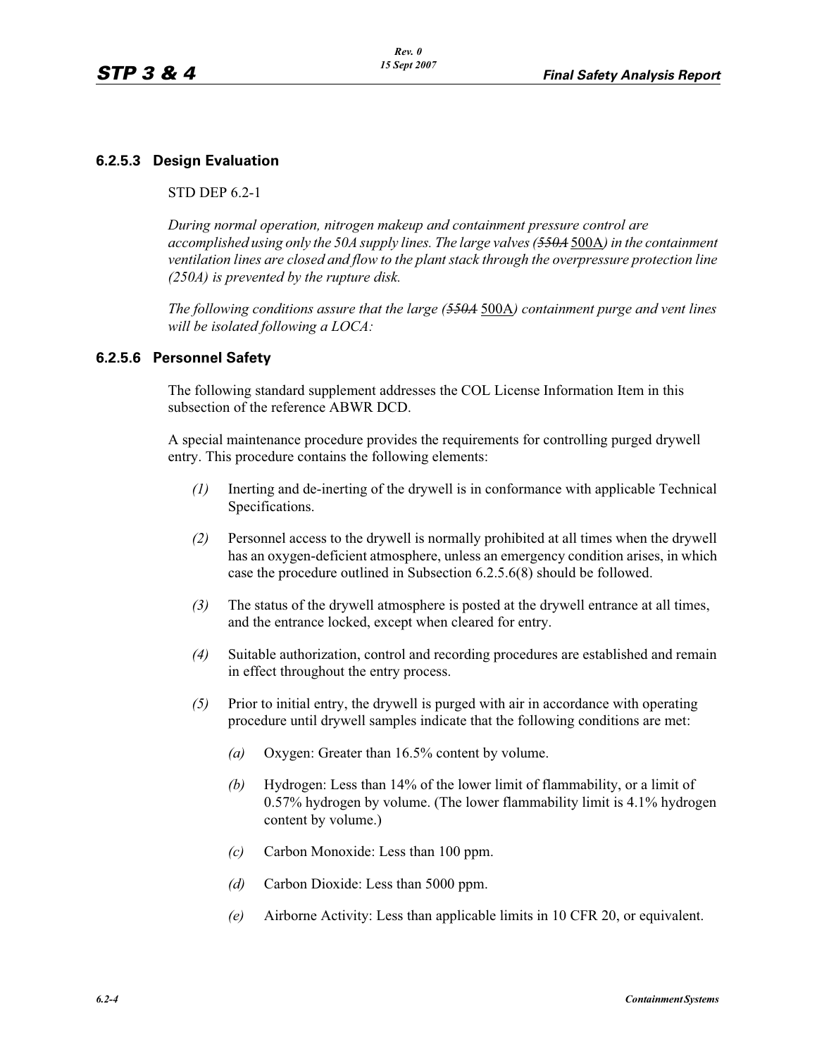### 6.2.5.3 Design Evaluation

STD DEP 6.2-1

*During normal operation, nitrogen makeup and containment pressure control are accomplished using only the 50A supply lines. The large valves (~~550A~~ 500A) in the containment ventilation lines are closed and flow to the plant stack through the overpressure protection line (250A) is prevented by the rupture disk.*

*The following conditions assure that the large (~~550A~~ 500A) containment purge and vent lines will be isolated following a LOCA:*

### 6.2.5.6 Personnel Safety

The following standard supplement addresses the COL License Information Item in this subsection of the reference ABWR DCD.

A special maintenance procedure provides the requirements for controlling purged drywell entry. This procedure contains the following elements:

*(1)* Inerting and de-inerting of the drywell is in conformance with applicable Technical Specifications.

*(2)* Personnel access to the drywell is normally prohibited at all times when the drywell has an oxygen-deficient atmosphere, unless an emergency condition arises, in which case the procedure outlined in Subsection 6.2.5.6(8) should be followed.

*(3)* The status of the drywell atmosphere is posted at the drywell entrance at all times, and the entrance locked, except when cleared for entry.

*(4)* Suitable authorization, control and recording procedures are established and remain in effect throughout the entry process.

*(5)* Prior to initial entry, the drywell is purged with air in accordance with operating procedure until drywell samples indicate that the following conditions are met:

- *(a)* Oxygen: Greater than 16.5% content by volume.
- *(b)* Hydrogen: Less than 14% of the lower limit of flammability, or a limit of 0.57% hydrogen by volume. (The lower flammability limit is 4.1% hydrogen content by volume.)
- *(c)* Carbon Monoxide: Less than 100 ppm.
- *(d)* Carbon Dioxide: Less than 5000 ppm.
- *(e)* Airborne Activity: Less than applicable limits in 10 CFR 20, or equivalent.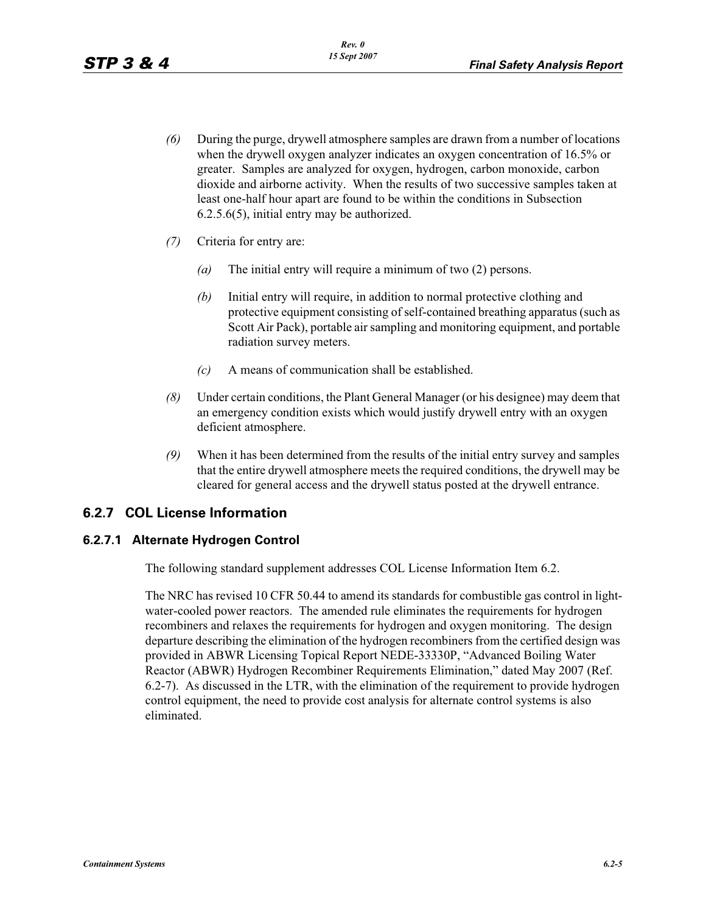*(6)* During the purge, drywell atmosphere samples are drawn from a number of locations when the drywell oxygen analyzer indicates an oxygen concentration of 16.5% or greater. Samples are analyzed for oxygen, hydrogen, carbon monoxide, carbon dioxide and airborne activity. When the results of two successive samples taken at least one-half hour apart are found to be within the conditions in Subsection 6.2.5.6(5), initial entry may be authorized.

*(7)* Criteria for entry are:

*(a)* The initial entry will require a minimum of two (2) persons.

*(b)* Initial entry will require, in addition to normal protective clothing and protective equipment consisting of self-contained breathing apparatus (such as Scott Air Pack), portable air sampling and monitoring equipment, and portable radiation survey meters.

*(c)* A means of communication shall be established.

*(8)* Under certain conditions, the Plant General Manager (or his designee) may deem that an emergency condition exists which would justify drywell entry with an oxygen deficient atmosphere.

*(9)* When it has been determined from the results of the initial entry survey and samples that the entire drywell atmosphere meets the required conditions, the drywell may be cleared for general access and the drywell status posted at the drywell entrance.

## 6.2.7 COL License Information

### 6.2.7.1 Alternate Hydrogen Control

The following standard supplement addresses COL License Information Item 6.2.

The NRC has revised 10 CFR 50.44 to amend its standards for combustible gas control in light-water-cooled power reactors. The amended rule eliminates the requirements for hydrogen recombiners and relaxes the requirements for hydrogen and oxygen monitoring. The design departure describing the elimination of the hydrogen recombiners from the certified design was provided in ABWR Licensing Topical Report NEDE-33330P, "Advanced Boiling Water Reactor (ABWR) Hydrogen Recombiner Requirements Elimination," dated May 2007 (Ref. 6.2-7). As discussed in the LTR, with the elimination of the requirement to provide hydrogen control equipment, the need to provide cost analysis for alternate control systems is also eliminated.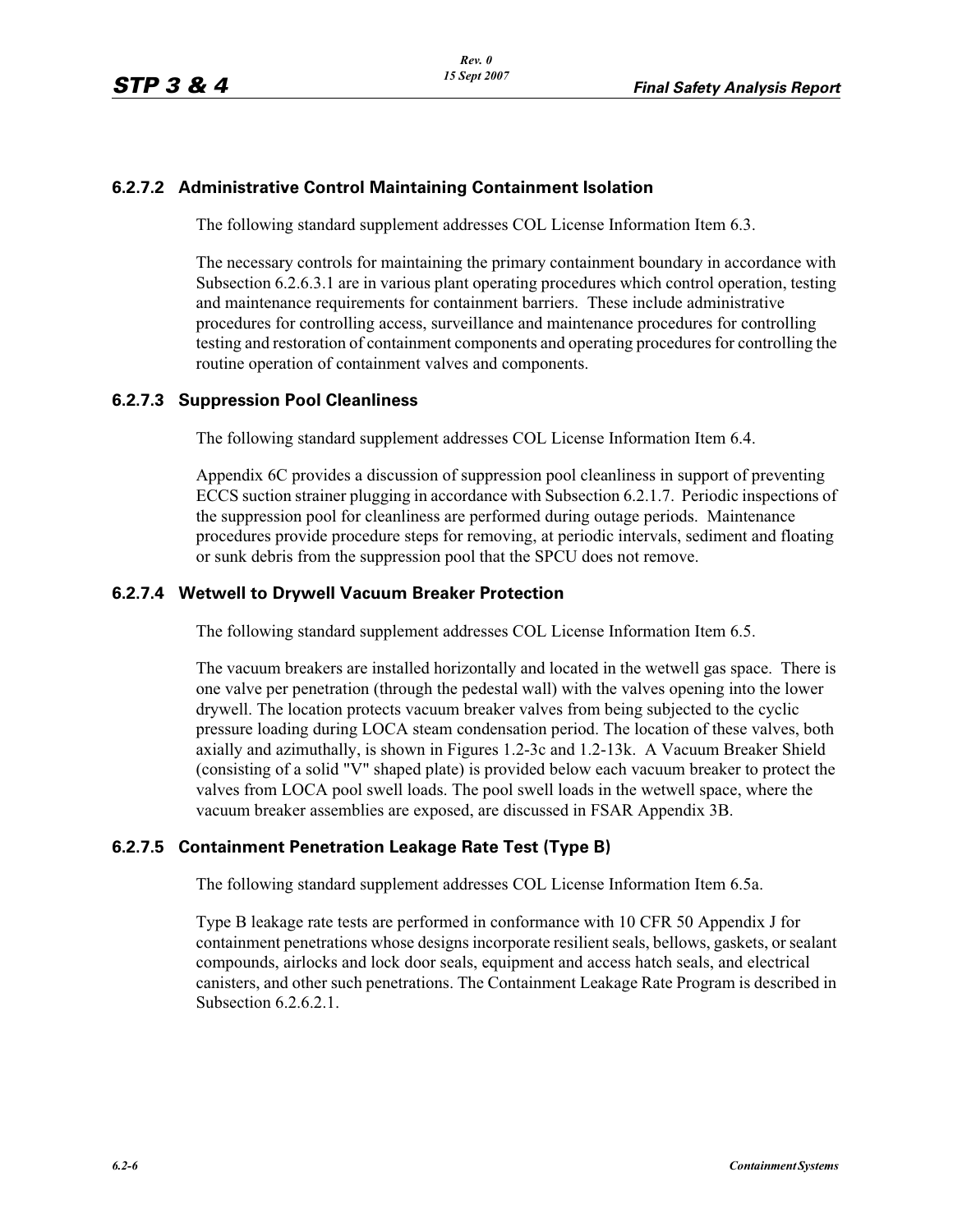### 6.2.7.2 Administrative Control Maintaining Containment Isolation

The following standard supplement addresses COL License Information Item 6.3.

The necessary controls for maintaining the primary containment boundary in accordance with Subsection 6.2.6.3.1 are in various plant operating procedures which control operation, testing and maintenance requirements for containment barriers. These include administrative procedures for controlling access, surveillance and maintenance procedures for controlling testing and restoration of containment components and operating procedures for controlling the routine operation of containment valves and components.

### 6.2.7.3 Suppression Pool Cleanliness

The following standard supplement addresses COL License Information Item 6.4.

Appendix 6C provides a discussion of suppression pool cleanliness in support of preventing ECCS suction strainer plugging in accordance with Subsection 6.2.1.7. Periodic inspections of the suppression pool for cleanliness are performed during outage periods. Maintenance procedures provide procedure steps for removing, at periodic intervals, sediment and floating or sunk debris from the suppression pool that the SPCU does not remove.

### 6.2.7.4 Wetwell to Drywell Vacuum Breaker Protection

The following standard supplement addresses COL License Information Item 6.5.

The vacuum breakers are installed horizontally and located in the wetwell gas space. There is one valve per penetration (through the pedestal wall) with the valves opening into the lower drywell. The location protects vacuum breaker valves from being subjected to the cyclic pressure loading during LOCA steam condensation period. The location of these valves, both axially and azimuthally, is shown in Figures 1.2-3c and 1.2-13k. A Vacuum Breaker Shield (consisting of a solid "V" shaped plate) is provided below each vacuum breaker to protect the valves from LOCA pool swell loads. The pool swell loads in the wetwell space, where the vacuum breaker assemblies are exposed, are discussed in FSAR Appendix 3B.

### 6.2.7.5 Containment Penetration Leakage Rate Test (Type B)

The following standard supplement addresses COL License Information Item 6.5a.

Type B leakage rate tests are performed in conformance with 10 CFR 50 Appendix J for containment penetrations whose designs incorporate resilient seals, bellows, gaskets, or sealant compounds, airlocks and lock door seals, equipment and access hatch seals, and electrical canisters, and other such penetrations. The Containment Leakage Rate Program is described in Subsection 6.2.6.2.1.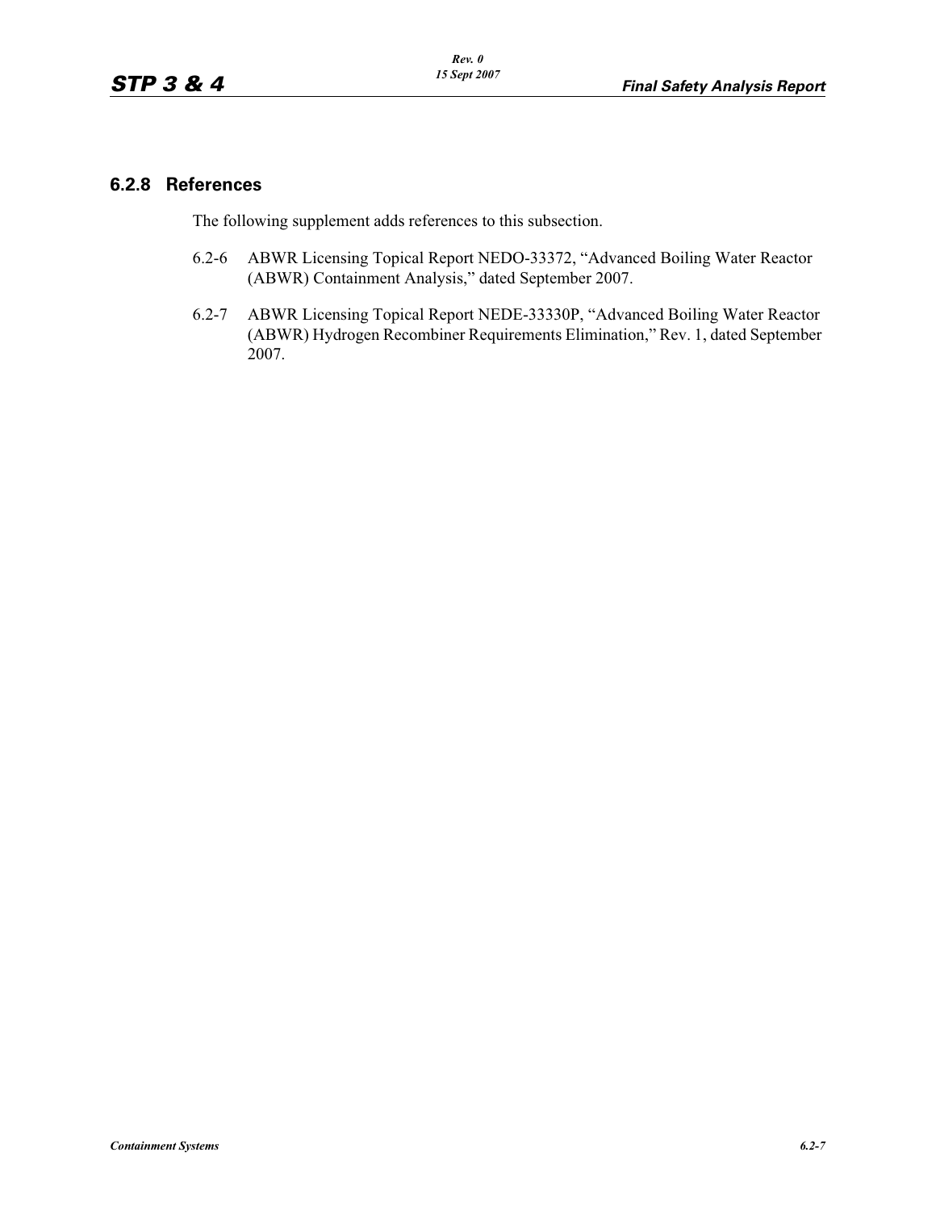### 6.2.8 References

The following supplement adds references to this subsection.

6.2-6 ABWR Licensing Topical Report NEDO-33372, "Advanced Boiling Water Reactor (ABWR) Containment Analysis," dated September 2007.

6.2-7 ABWR Licensing Topical Report NEDE-33330P, "Advanced Boiling Water Reactor (ABWR) Hydrogen Recombiner Requirements Elimination," Rev. 1, dated September 2007.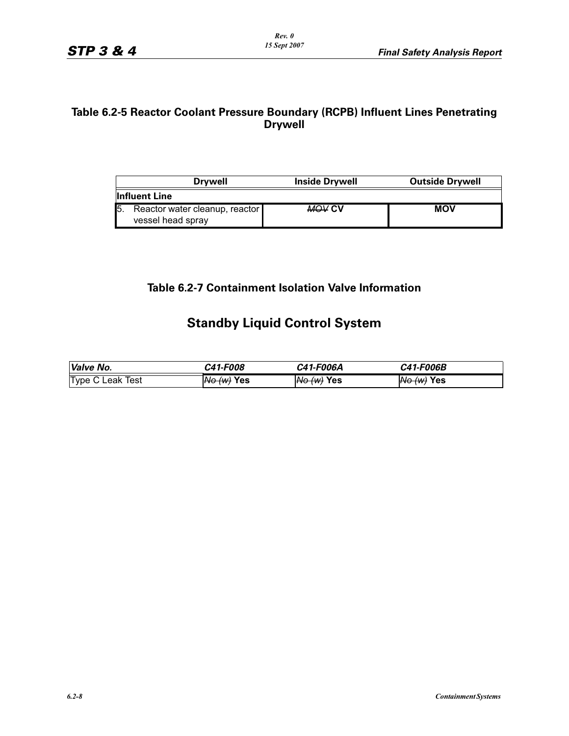## Table 6.2-5 Reactor Coolant Pressure Boundary (RCPB) Influent Lines Penetrating Drywell

| Drywell | Inside Drywell | Outside Drywell |
|---|---|---|
| **Influent Line** | | |
| 5. Reactor water cleanup, reactor vessel head spray | ~~*MOV*~~ **CV** | **MOV** |

## Table 6.2-7 Containment Isolation Valve Information

# Standby Liquid Control System

| *Valve No.* | *C41-F008* | *C41-F006A* | *C41-F006B* |
|---|---|---|---|
| Type C Leak Test | ~~*No (w)*~~ **Yes** | ~~*No (w)*~~ **Yes** | ~~*No (w)*~~ **Yes** |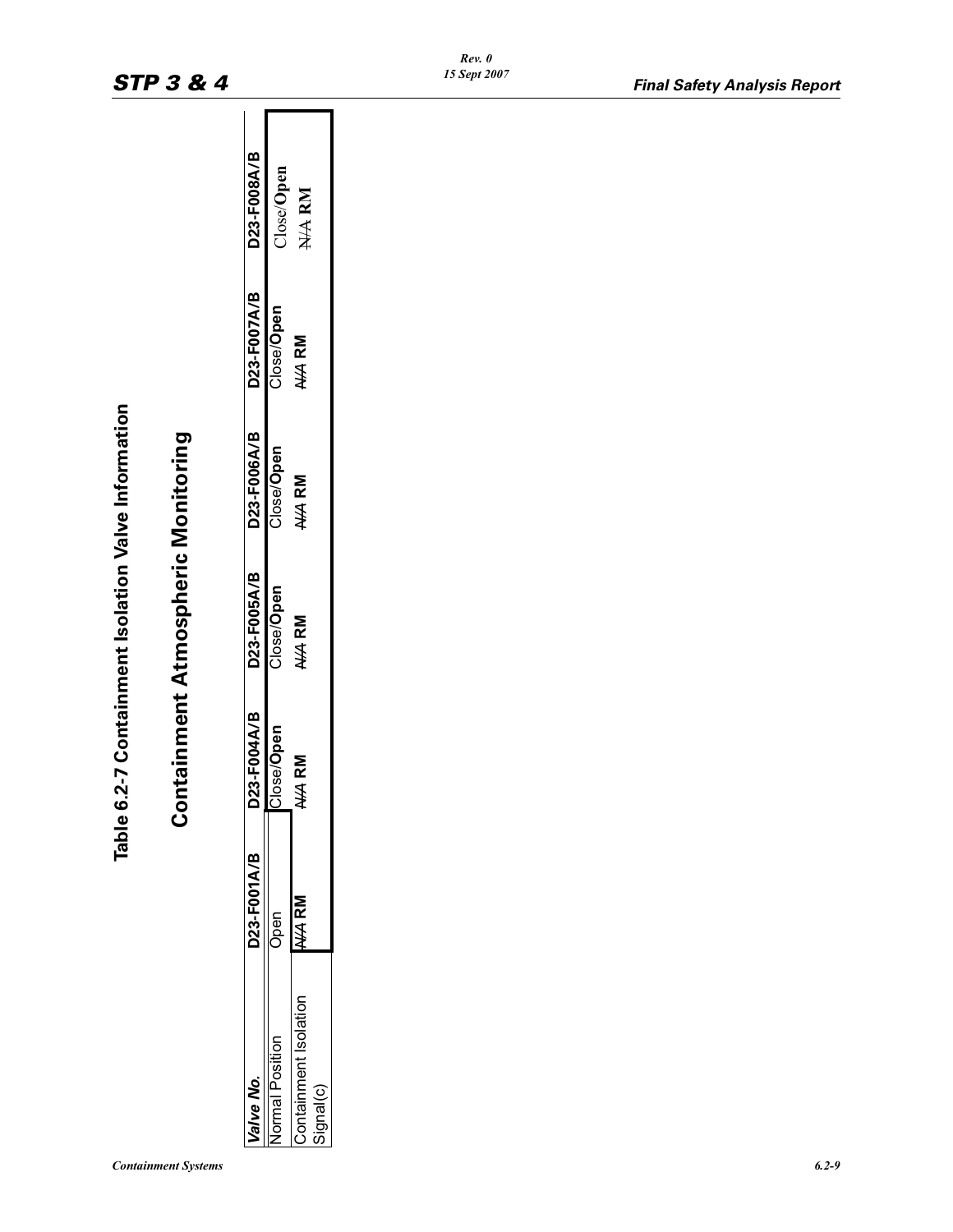# Table 6.2-7 Containment Isolation Valve Information

## Containment Atmospheric Monitoring

| *Valve No.* | D23-F001A/B | D23-F004A/B | D23-F005A/B | D23-F006A/B | D23-F007A/B | D23-F008A/B |
|---|---|---|---|---|---|---|
| Normal Position | Open | Close/**Open** | Close/**Open** | Close/**Open** | Close/**Open** | Close/**Open** |
| Containment Isolation Signal(c) | ~~N/A~~ **RM** | ~~N/A~~ **RM** | ~~N/A~~ **RM** | ~~N/A~~ **RM** | ~~N/A~~ **RM** | ~~N/A~~ **RM** |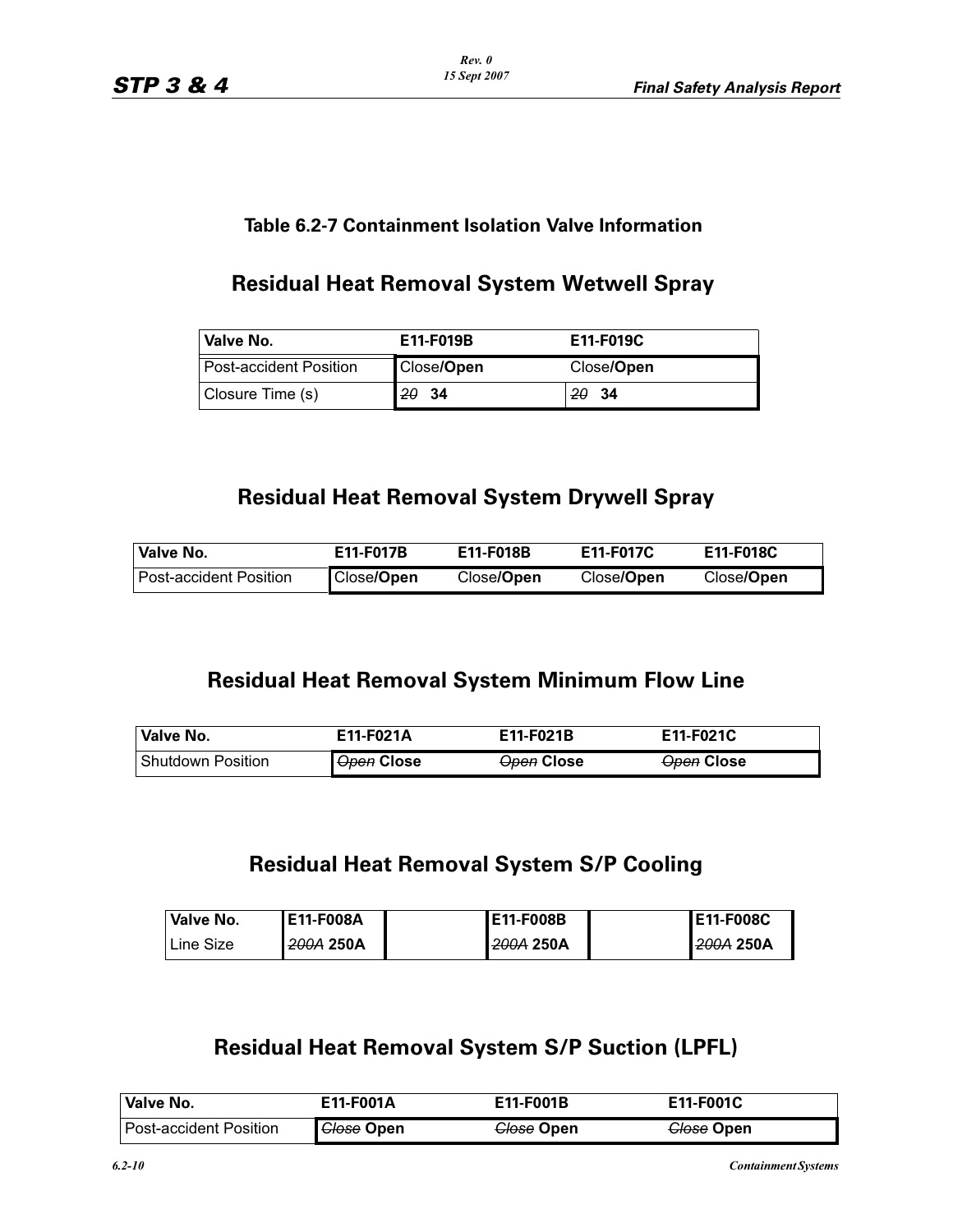## Table 6.2-7 Containment Isolation Valve Information

### Residual Heat Removal System Wetwell Spray

| Valve No. | E11-F019B | E11-F019C |
|---|---|---|
| Post-accident Position | Close/**Open** | Close/**Open** |
| Closure Time (s) | ~~*20*~~ **34** | ~~*20*~~ **34** |

### Residual Heat Removal System Drywell Spray

| Valve No. | E11-F017B | E11-F018B | E11-F017C | E11-F018C |
|---|---|---|---|---|
| Post-accident Position | Close/**Open** | Close/**Open** | Close/**Open** | Close/**Open** |

### Residual Heat Removal System Minimum Flow Line

| Valve No. | E11-F021A | E11-F021B | E11-F021C |
|---|---|---|---|
| Shutdown Position | ~~*Open*~~ **Close** | ~~*Open*~~ **Close** | ~~*Open*~~ **Close** |

### Residual Heat Removal System S/P Cooling

| Valve No. | E11-F008A | | E11-F008B | | E11-F008C |
|---|---|---|---|---|---|
| Line Size | ~~*200A*~~ **250A** | | ~~*200A*~~ **250A** | | ~~*200A*~~ **250A** |

### Residual Heat Removal System S/P Suction (LPFL)

| Valve No. | E11-F001A | E11-F001B | E11-F001C |
|---|---|---|---|
| Post-accident Position | ~~*Close*~~ **Open** | ~~*Close*~~ **Open** | ~~*Close*~~ **Open** |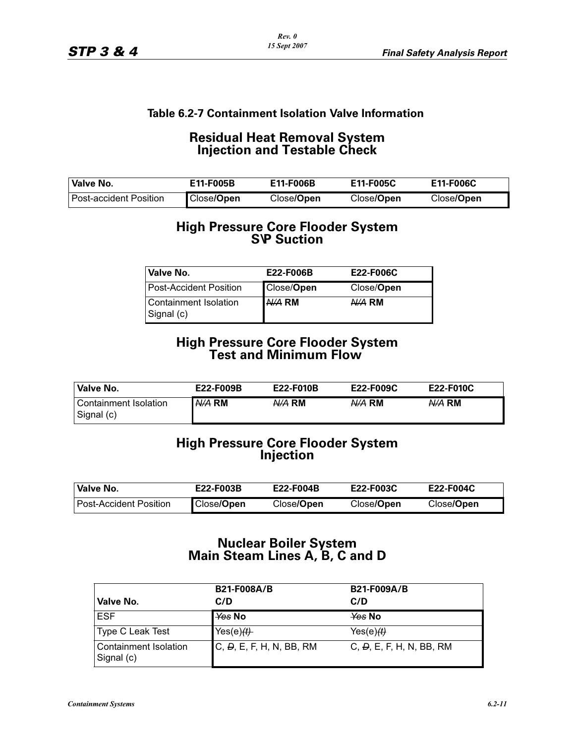## Table 6.2-7 Containment Isolation Valve Information

### Residual Heat Removal System Injection and Testable Check

| Valve No. | E11-F005B | E11-F006B | E11-F005C | E11-F006C |
|---|---|---|---|---|
| Post-accident Position | Close/**Open** | Close/**Open** | Close/**Open** | Close/**Open** |

### High Pressure Core Flooder System S\P Suction

| Valve No. | E22-F006B | E22-F006C |
|---|---|---|
| Post-Accident Position | Close/**Open** | Close/**Open** |
| Containment Isolation Signal (c) | ~~N/A~~ **RM** | ~~N/A~~ **RM** |

### High Pressure Core Flooder System Test and Minimum Flow

| Valve No. | E22-F009B | E22-F010B | E22-F009C | E22-F010C |
|---|---|---|---|---|
| Containment Isolation Signal (c) | ~~N/A~~ **RM** | ~~N/A~~ **RM** | ~~N/A~~ **RM** | ~~N/A~~ **RM** |

### High Pressure Core Flooder System Injection

| Valve No. | E22-F003B | E22-F004B | E22-F003C | E22-F004C |
|---|---|---|---|---|
| Post-Accident Position | Close/**Open** | Close/**Open** | Close/**Open** | Close/**Open** |

### Nuclear Boiler System Main Steam Lines A, B, C and D

| Valve No. | B21-F008A/B C/D | B21-F009A/B C/D |
|---|---|---|
| ESF | ~~Yes~~ **No** | ~~Yes~~ **No** |
| Type C Leak Test | Yes(e)~~(t)~~ | Yes(e)~~(t)~~ |
| Containment Isolation Signal (c) | C, ~~D~~, E, F, H, N, BB, RM | C, ~~D~~, E, F, H, N, BB, RM |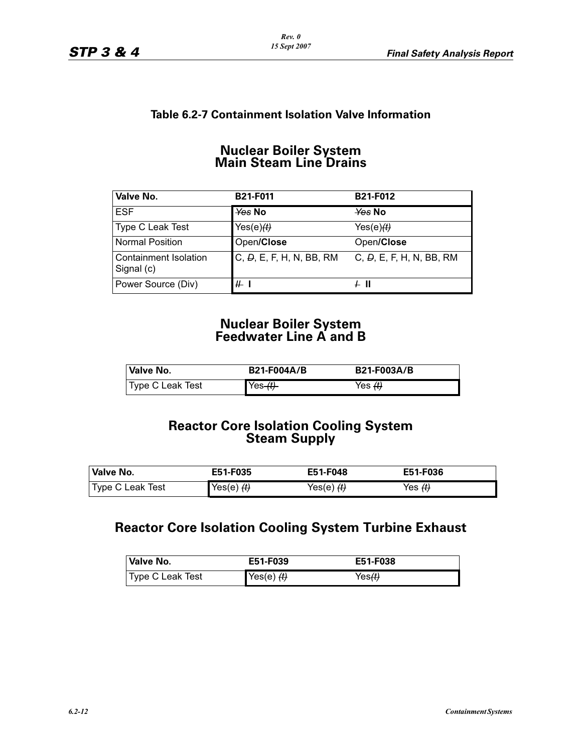## Table 6.2-7 Containment Isolation Valve Information

### Nuclear Boiler System
### Main Steam Line Drains

| Valve No. | B21-F011 | B21-F012 |
|---|---|---|
| ESF | ~~Yes~~ **No** | ~~Yes~~ **No** |
| Type C Leak Test | Yes(e)~~(t)~~ | Yes(e)~~(t)~~ |
| Normal Position | Open/**Close** | Open/**Close** |
| Containment Isolation Signal (c) | C, ~~D~~, E, F, H, N, BB, RM | C, ~~D~~, E, F, H, N, BB, RM |
| Power Source (Div) | ~~II~~ **I** | ~~I~~ **II** |

### Nuclear Boiler System
### Feedwater Line A and B

| Valve No. | B21-F004A/B | B21-F003A/B |
|---|---|---|
| Type C Leak Test | Yes ~~(t)~~ | Yes ~~(t)~~ |

### Reactor Core Isolation Cooling System
### Steam Supply

| Valve No. | E51-F035 | E51-F048 | E51-F036 |
|---|---|---|---|
| Type C Leak Test | Yes(e) ~~(t)~~ | Yes(e) ~~(t)~~ | Yes ~~(t)~~ |

### Reactor Core Isolation Cooling System Turbine Exhaust

| Valve No. | E51-F039 | E51-F038 |
|---|---|---|
| Type C Leak Test | Yes(e) ~~(t)~~ | Yes~~(t)~~ |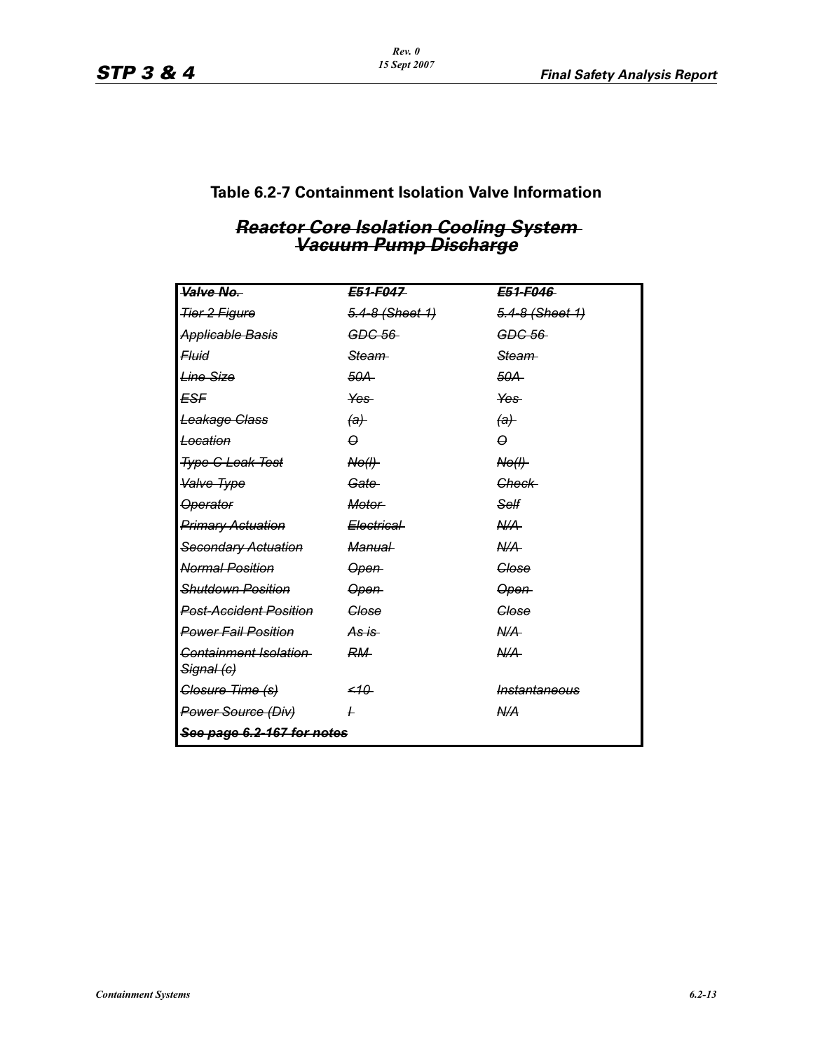## Table 6.2-7 Containment Isolation Valve Information

### ~~*Reactor Core Isolation Cooling System Vacuum Pump Discharge*~~

| ~~*Valve No.*~~ | ~~*E51-F047*~~ | ~~*E51-F046*~~ |
|---|---|---|
| ~~*Tier 2 Figure*~~ | ~~*5.4-8 (Sheet 1)*~~ | ~~*5.4-8 (Sheet 1)*~~ |
| ~~*Applicable Basis*~~ | ~~*GDC 56*~~ | ~~*GDC 56*~~ |
| ~~*Fluid*~~ | ~~*Steam*~~ | ~~*Steam*~~ |
| ~~*Line Size*~~ | ~~*50A*~~ | ~~*50A*~~ |
| ~~*ESF*~~ | ~~*Yes*~~ | ~~*Yes*~~ |
| ~~*Leakage Class*~~ | ~~*(a)*~~ | ~~*(a)*~~ |
| ~~*Location*~~ | ~~*O*~~ | ~~*O*~~ |
| ~~*Type C Leak Test*~~ | ~~*No(l)*~~ | ~~*No(l)*~~ |
| ~~*Valve Type*~~ | ~~*Gate*~~ | ~~*Check*~~ |
| ~~*Operator*~~ | ~~*Motor*~~ | ~~*Self*~~ |
| ~~*Primary Actuation*~~ | ~~*Electrical*~~ | ~~*N/A*~~ |
| ~~*Secondary Actuation*~~ | ~~*Manual*~~ | ~~*N/A*~~ |
| ~~*Normal Position*~~ | ~~*Open*~~ | ~~*Close*~~ |
| ~~*Shutdown Position*~~ | ~~*Open*~~ | ~~*Open*~~ |
| ~~*Post-Accident Position*~~ | ~~*Close*~~ | ~~*Close*~~ |
| ~~*Power Fail Position*~~ | ~~*As is*~~ | ~~*N/A*~~ |
| ~~*Containment Isolation Signal (c)*~~ | ~~*RM*~~ | ~~*N/A*~~ |
| ~~*Closure Time (s)*~~ | ~~*<10*~~ | ~~*Instantaneous*~~ |
| ~~*Power Source (Div)*~~ | ~~*I*~~ | ~~*N/A*~~ |
| ~~***See page 6.2-167 for notes***~~ | | |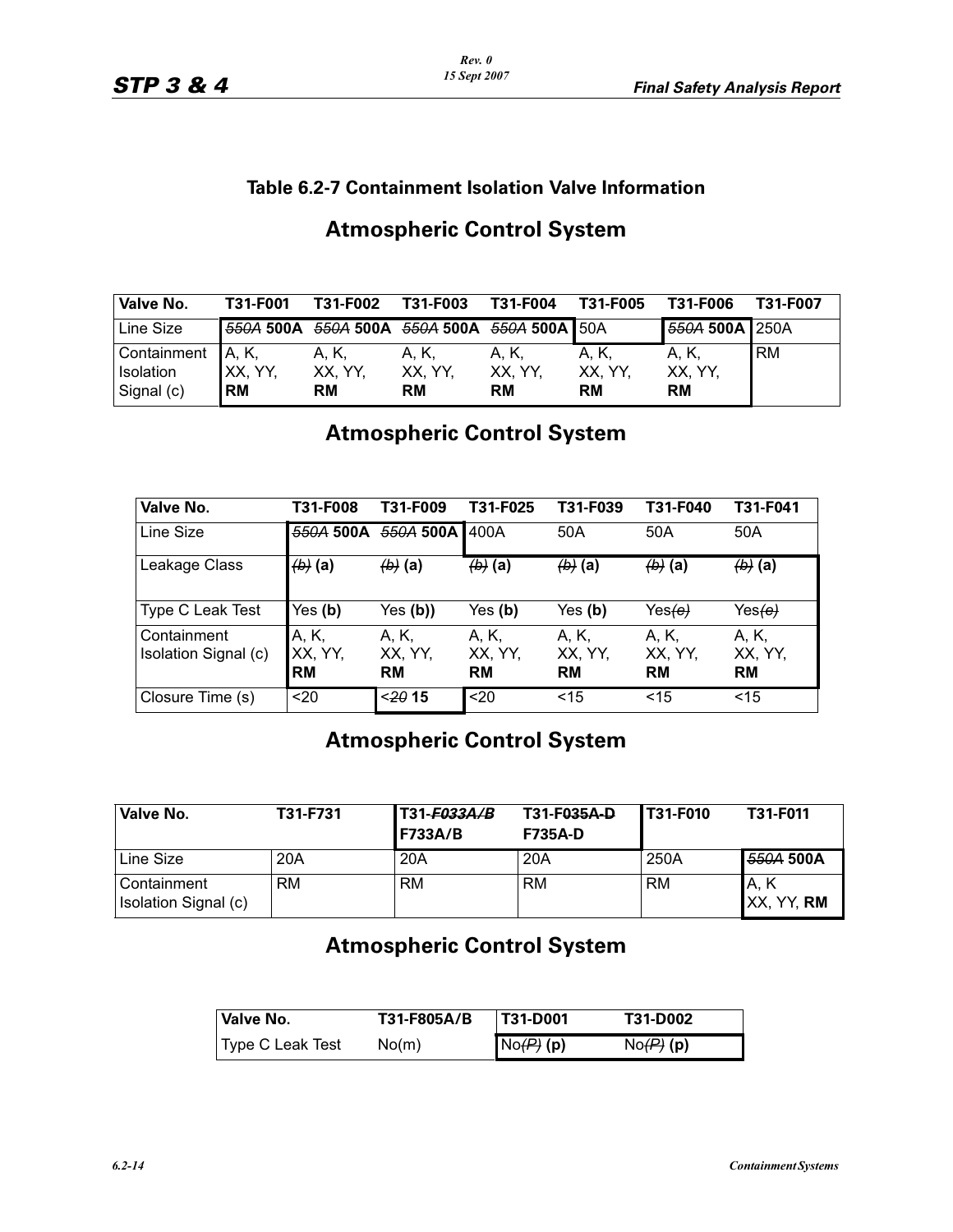### Table 6.2-7 Containment Isolation Valve Information

## Atmospheric Control System

| Valve No. | T31-F001 | T31-F002 | T31-F003 | T31-F004 | T31-F005 | T31-F006 | T31-F007 |
|---|---|---|---|---|---|---|---|
| Line Size | ~~550A~~ **500A** | ~~550A~~ **500A** | ~~550A~~ **500A** | ~~550A~~ **500A** | 50A | ~~550A~~ **500A** | 250A |
| Containment Isolation Signal (c) | A, K, XX, YY, **RM** | A, K, XX, YY, **RM** | A, K, XX, YY, **RM** | A, K, XX, YY, **RM** | A, K, XX, YY, **RM** | A, K, XX, YY, **RM** | RM |

## Atmospheric Control System

| Valve No. | T31-F008 | T31-F009 | T31-F025 | T31-F039 | T31-F040 | T31-F041 |
|---|---|---|---|---|---|---|
| Line Size | ~~550A~~ **500A** | ~~550A~~ **500A** | 400A | 50A | 50A | 50A |
| Leakage Class | ~~(b)~~ **(a)** | ~~(b)~~ **(a)** | ~~(b)~~ **(a)** | ~~(b)~~ **(a)** | ~~(b)~~ **(a)** | ~~(b)~~ **(a)** |
| Type C Leak Test | Yes **(b)** | Yes **(b))** | Yes **(b)** | Yes **(b)** | Yes~~(e)~~ | Yes~~(e)~~ |
| Containment Isolation Signal (c) | A, K, XX, YY, **RM** | A, K, XX, YY, **RM** | A, K, XX, YY, **RM** | A, K, XX, YY, **RM** | A, K, XX, YY, **RM** | A, K, XX, YY, **RM** |
| Closure Time (s) | <20 | <~~20~~ **15** | <20 | <15 | <15 | <15 |

## Atmospheric Control System

| Valve No. | T31-F731 | T31-~~F033A/B~~ **F733A/B** | T31-F~~035A-D~~ **F735A-D** | T31-F010 | T31-F011 |
|---|---|---|---|---|---|
| Line Size | 20A | 20A | 20A | 250A | ~~550A~~ **500A** |
| Containment Isolation Signal (c) | RM | RM | RM | RM | A, K XX, YY, **RM** |

## Atmospheric Control System

| Valve No. | T31-F805A/B | T31-D001 | T31-D002 |
|---|---|---|---|
| Type C Leak Test | No(m) | No~~(P)~~ **(p)** | No~~(P)~~ **(p)** |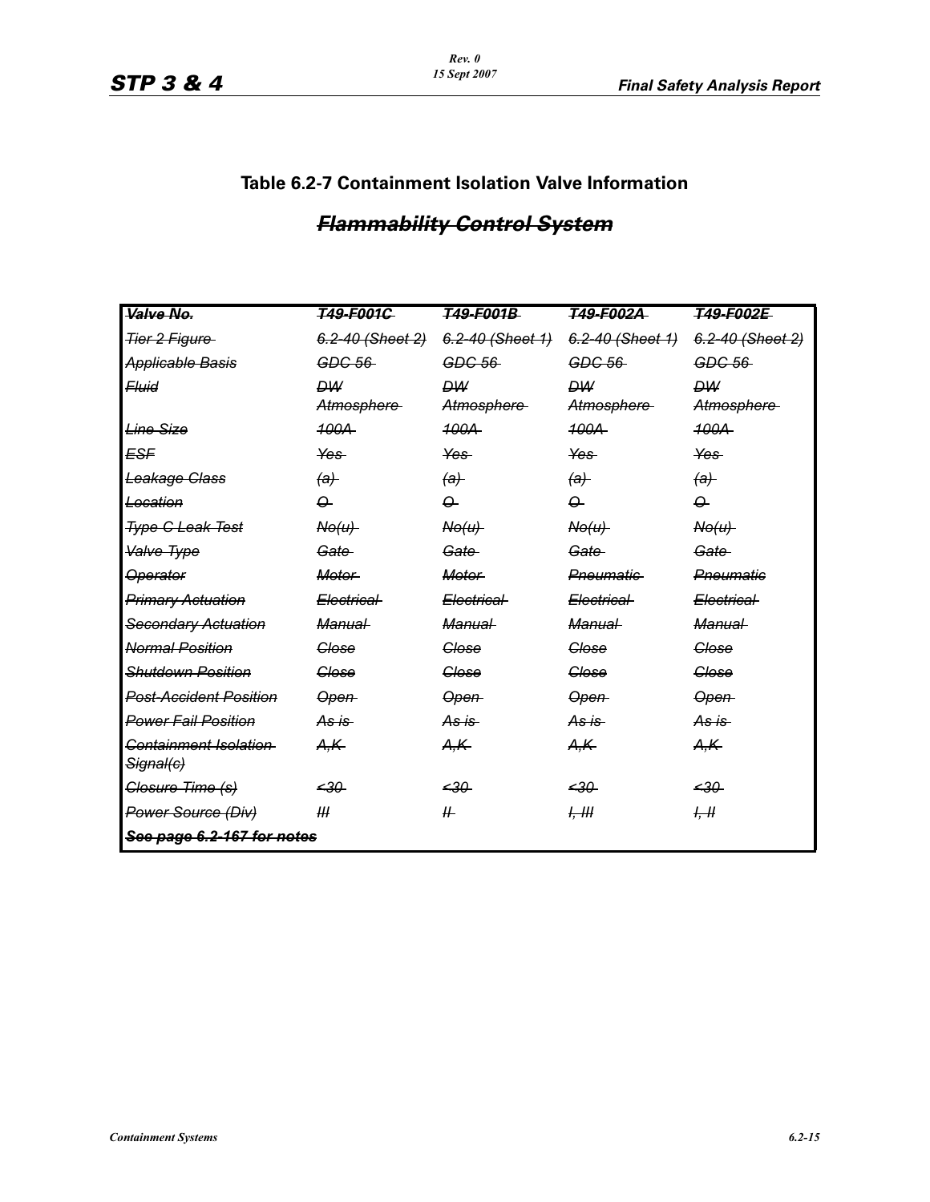## Table 6.2-7 Containment Isolation Valve Information

### ~~*Flammability Control System*~~

| ~~Valve No.~~ | ~~T49-F001C~~ | ~~T49-F001B~~ | ~~T49-F002A~~ | ~~T49-F002E~~ |
|---|---|---|---|---|
| ~~Tier 2 Figure~~ | ~~6.2-40 (Sheet 2)~~ | ~~6.2-40 (Sheet 1)~~ | ~~6.2-40 (Sheet 1)~~ | ~~6.2-40 (Sheet 2)~~ |
| ~~Applicable Basis~~ | ~~GDC 56~~ | ~~GDC 56~~ | ~~GDC 56~~ | ~~GDC 56~~ |
| ~~Fluid~~ | ~~DW Atmosphere~~ | ~~DW Atmosphere~~ | ~~DW Atmosphere~~ | ~~DW Atmosphere~~ |
| ~~Line Size~~ | ~~100A~~ | ~~100A~~ | ~~100A~~ | ~~100A~~ |
| ~~ESF~~ | ~~Yes~~ | ~~Yes~~ | ~~Yes~~ | ~~Yes~~ |
| ~~Leakage Class~~ | ~~(a)~~ | ~~(a)~~ | ~~(a)~~ | ~~(a)~~ |
| ~~Location~~ | ~~O~~ | ~~O~~ | ~~O~~ | ~~O~~ |
| ~~Type C Leak Test~~ | ~~No(u)~~ | ~~No(u)~~ | ~~No(u)~~ | ~~No(u)~~ |
| ~~Valve Type~~ | ~~Gate~~ | ~~Gate~~ | ~~Gate~~ | ~~Gate~~ |
| ~~Operator~~ | ~~Motor~~ | ~~Motor~~ | ~~Pneumatic~~ | ~~Pneumatic~~ |
| ~~Primary Actuation~~ | ~~Electrical~~ | ~~Electrical~~ | ~~Electrical~~ | ~~Electrical~~ |
| ~~Secondary Actuation~~ | ~~Manual~~ | ~~Manual~~ | ~~Manual~~ | ~~Manual~~ |
| ~~Normal Position~~ | ~~Close~~ | ~~Close~~ | ~~Close~~ | ~~Close~~ |
| ~~Shutdown Position~~ | ~~Close~~ | ~~Close~~ | ~~Close~~ | ~~Close~~ |
| ~~Post-Accident Position~~ | ~~Open~~ | ~~Open~~ | ~~Open~~ | ~~Open~~ |
| ~~Power Fail Position~~ | ~~As is~~ | ~~As is~~ | ~~As is~~ | ~~As is~~ |
| ~~Containment Isolation Signal(c)~~ | ~~A,K~~ | ~~A,K~~ | ~~A,K~~ | ~~A,K~~ |
| ~~Closure Time (s)~~ | ~~<30~~ | ~~<30~~ | ~~<30~~ | ~~<30~~ |
| ~~Power Source (Div)~~ | ~~III~~ | ~~II~~ | ~~I, III~~ | ~~I, II~~ |
| ~~**See page 6.2-167 for notes**~~ | | | | |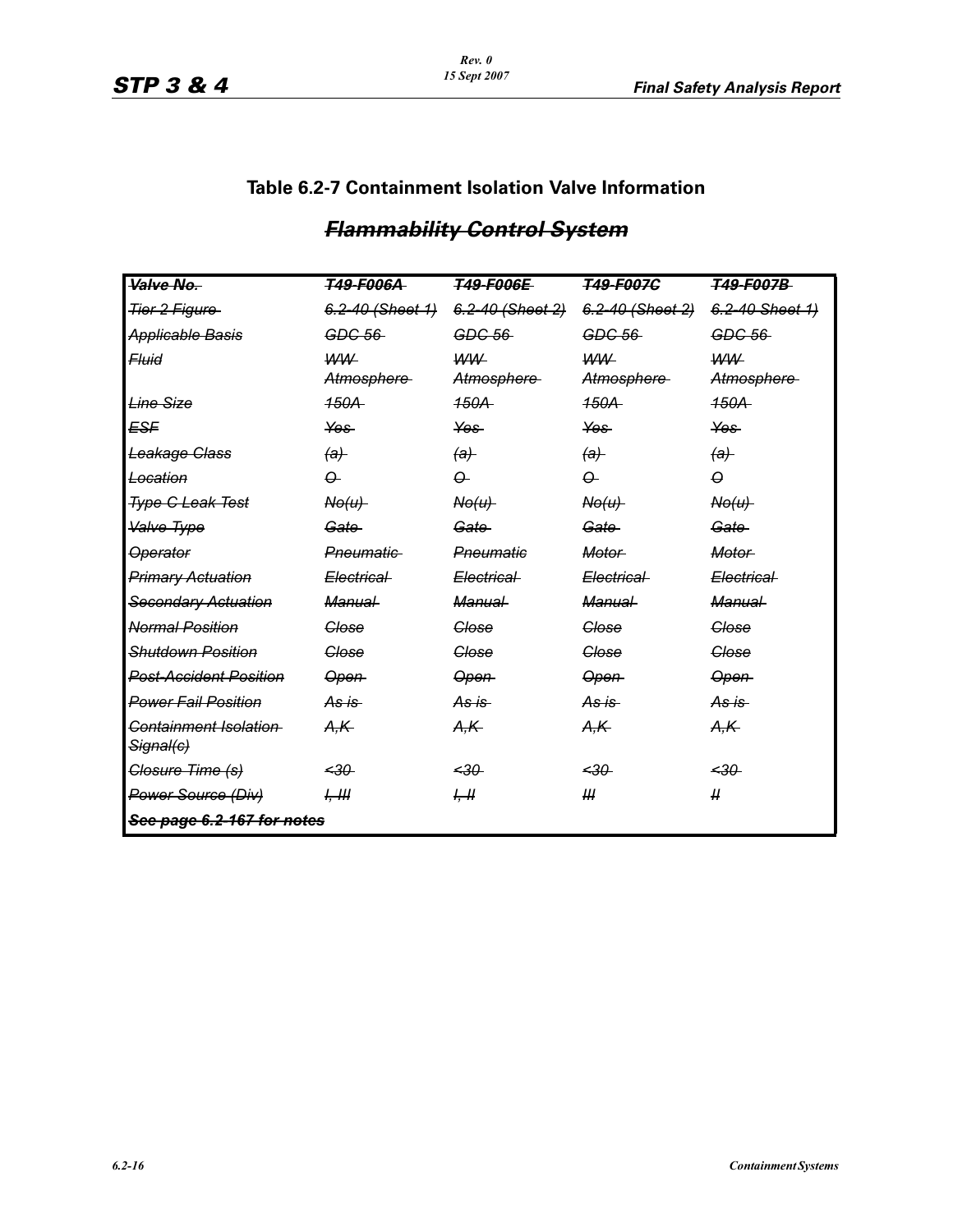## Table 6.2-7 Containment Isolation Valve Information

### ~~*Flammability Control System*~~

| ~~*Valve No.*~~ | ~~*T49-F006A*~~ | ~~*T49-F006E*~~ | ~~*T49-F007C*~~ | ~~*T49-F007B*~~ |
|---|---|---|---|---|
| ~~*Tier 2 Figure*~~ | ~~*6.2-40 (Sheet 1)*~~ | ~~*6.2-40 (Sheet 2)*~~ | ~~*6.2-40 (Sheet 2)*~~ | ~~*6.2-40 (Sheet 1)*~~ |
| ~~*Applicable Basis*~~ | ~~*GDC 56*~~ | ~~*GDC 56*~~ | ~~*GDC 56*~~ | ~~*GDC 56*~~ |
| ~~*Fluid*~~ | ~~*WW Atmosphere*~~ | ~~*WW Atmosphere*~~ | ~~*WW Atmosphere*~~ | ~~*WW Atmosphere*~~ |
| ~~*Line Size*~~ | ~~*150A*~~ | ~~*150A*~~ | ~~*150A*~~ | ~~*150A*~~ |
| ~~*ESF*~~ | ~~*Yes*~~ | ~~*Yes*~~ | ~~*Yes*~~ | ~~*Yes*~~ |
| ~~*Leakage Class*~~ | ~~*(a)*~~ | ~~*(a)*~~ | ~~*(a)*~~ | ~~*(a)*~~ |
| ~~*Location*~~ | ~~*O*~~ | ~~*O*~~ | ~~*O*~~ | ~~*O*~~ |
| ~~*Type C Leak Test*~~ | ~~*No(u)*~~ | ~~*No(u)*~~ | ~~*No(u)*~~ | ~~*No(u)*~~ |
| ~~*Valve Type*~~ | ~~*Gate*~~ | ~~*Gate*~~ | ~~*Gate*~~ | ~~*Gate*~~ |
| ~~*Operator*~~ | ~~*Pneumatic*~~ | ~~*Pneumatic*~~ | ~~*Motor*~~ | ~~*Motor*~~ |
| ~~*Primary Actuation*~~ | ~~*Electrical*~~ | ~~*Electrical*~~ | ~~*Electrical*~~ | ~~*Electrical*~~ |
| ~~*Secondary Actuation*~~ | ~~*Manual*~~ | ~~*Manual*~~ | ~~*Manual*~~ | ~~*Manual*~~ |
| ~~*Normal Position*~~ | ~~*Close*~~ | ~~*Close*~~ | ~~*Close*~~ | ~~*Close*~~ |
| ~~*Shutdown Position*~~ | ~~*Close*~~ | ~~*Close*~~ | ~~*Close*~~ | ~~*Close*~~ |
| ~~*Post-Accident Position*~~ | ~~*Open*~~ | ~~*Open*~~ | ~~*Open*~~ | ~~*Open*~~ |
| ~~*Power Fail Position*~~ | ~~*As is*~~ | ~~*As is*~~ | ~~*As is*~~ | ~~*As is*~~ |
| ~~*Containment Isolation Signal(c)*~~ | ~~*A,K*~~ | ~~*A,K*~~ | ~~*A,K*~~ | ~~*A,K*~~ |
| ~~*Closure Time (s)*~~ | ~~*<30*~~ | ~~*<30*~~ | ~~*<30*~~ | ~~*<30*~~ |
| ~~*Power Source (Div)*~~ | ~~*I, III*~~ | ~~*I, II*~~ | ~~*III*~~ | ~~*II*~~ |
| ~~*See page 6.2-167 for notes*~~ | | | | |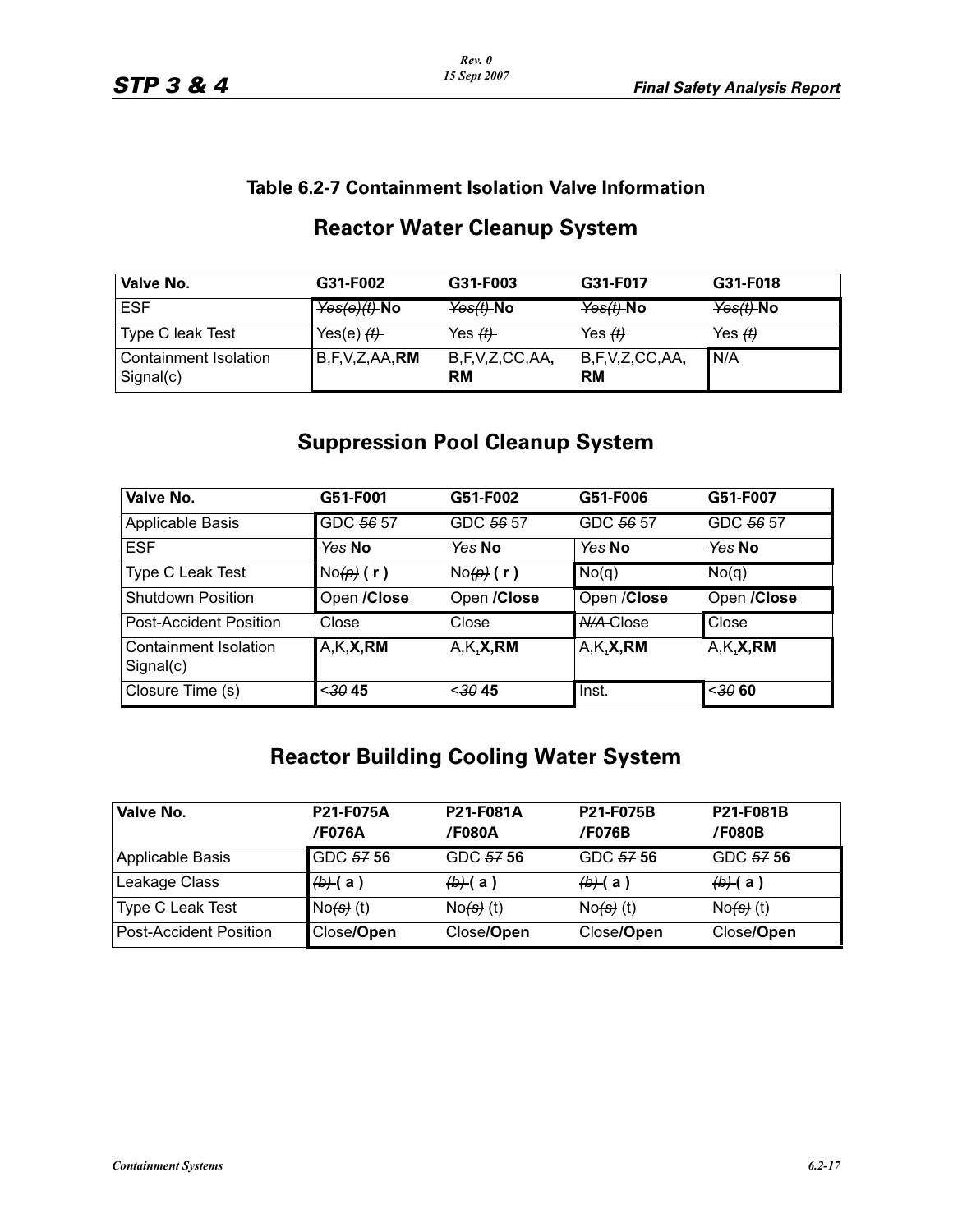## Table 6.2-7 Containment Isolation Valve Information

### Reactor Water Cleanup System

| Valve No. | G31-F002 | G31-F003 | G31-F017 | G31-F018 |
|---|---|---|---|---|
| ESF | ~~Yes(e)(t)~~ **No** | ~~Yes(t)~~ **No** | ~~Yes(t)~~ **No** | ~~Yes(t)~~ **No** |
| Type C leak Test | Yes(e) ~~(t)~~ | Yes ~~(t)~~ | Yes ~~(t)~~ | Yes ~~(t)~~ |
| Containment Isolation Signal(c) | B,F,V,Z,AA**,RM** | B,F,V,Z,CC,AA**, RM** | B,F,V,Z,CC,AA**, RM** | N/A |

### Suppression Pool Cleanup System

| Valve No. | G51-F001 | G51-F002 | G51-F006 | G51-F007 |
|---|---|---|---|---|
| Applicable Basis | GDC ~~56~~ 57 | GDC ~~56~~ 57 | GDC ~~56~~ 57 | GDC ~~56~~ 57 |
| ESF | ~~Yes~~ **No** | ~~Yes~~ **No** | ~~Yes~~ **No** | ~~Yes~~ **No** |
| Type C Leak Test | No~~(p)~~ **( r )** | No~~(p)~~ **( r )** | No(q) | No(q) |
| Shutdown Position | Open **/Close** | Open **/Close** | Open /**Close** | Open **/Close** |
| Post-Accident Position | Close | Close | ~~N/A~~ Close | Close |
| Containment Isolation Signal(c) | A,K,**X,RM** | A,K**,X,RM** | A,K**,X,RM** | A,K**,X,RM** |
| Closure Time (s) | <~~30~~ **45** | <~~30~~ **45** | Inst. | <~~30~~ **60** |

### Reactor Building Cooling Water System

| Valve No. | P21-F075A /F076A | P21-F081A /F080A | P21-F075B /F076B | P21-F081B /F080B |
|---|---|---|---|---|
| Applicable Basis | GDC ~~57~~ **56** | GDC ~~57~~ **56** | GDC ~~57~~ **56** | GDC ~~57~~ **56** |
| Leakage Class | ~~(b)~~ **( a )** | ~~(b)~~ **( a )** | ~~(b)~~ **( a )** | ~~(b)~~ **( a )** |
| Type C Leak Test | No~~(s)~~ (t) | No~~(s)~~ (t) | No~~(s)~~ (t) | No~~(s)~~ (t) |
| Post-Accident Position | Close**/Open** | Close**/Open** | Close**/Open** | Close**/Open** |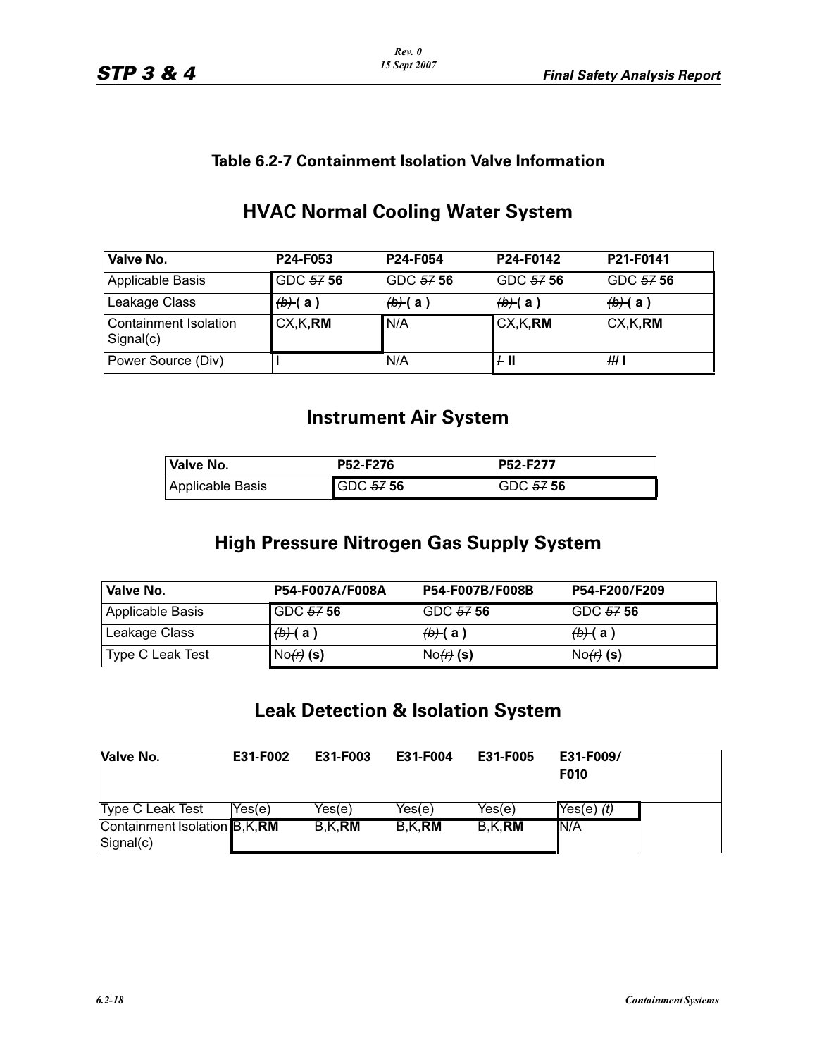### Table 6.2-7 Containment Isolation Valve Information

## HVAC Normal Cooling Water System

| Valve No. | P24-F053 | P24-F054 | P24-F0142 | P21-F0141 |
|---|---|---|---|---|
| Applicable Basis | GDC ~~57~~ **56** | GDC ~~57~~ **56** | GDC ~~57~~ **56** | GDC ~~57~~ **56** |
| Leakage Class | ~~(b)~~ **( a )** | ~~(b)~~ **( a )** | ~~(b)~~ **( a )** | ~~(b)~~ **( a )** |
| Containment Isolation Signal(c) | CX,K,**RM** | N/A | CX,K,**RM** | CX,K,**RM** |
| Power Source (Div) | I | N/A | ~~I~~ **II** | ~~III~~ **I** |

## Instrument Air System

| Valve No. | P52-F276 | P52-F277 |
|---|---|---|
| Applicable Basis | GDC ~~57~~ **56** | GDC ~~57~~ **56** |

## High Pressure Nitrogen Gas Supply System

| Valve No. | P54-F007A/F008A | P54-F007B/F008B | P54-F200/F209 |
|---|---|---|---|
| Applicable Basis | GDC ~~57~~ **56** | GDC ~~57~~ **56** | GDC ~~57~~ **56** |
| Leakage Class | ~~(b)~~ **( a )** | ~~(b)~~ **( a )** | ~~(b)~~ **( a )** |
| Type C Leak Test | No~~(r)~~ **(s)** | No~~(r)~~ **(s)** | No~~(r)~~ **(s)** |

## Leak Detection & Isolation System

| Valve No. | E31-F002 | E31-F003 | E31-F004 | E31-F005 | E31-F009/ F010 | |
|---|---|---|---|---|---|---|
| Type C Leak Test | Yes(e) | Yes(e) | Yes(e) | Yes(e) | Yes(e) ~~(t)~~ | |
| Containment Isolation Signal(c) | B,K,**RM** | B,K,**RM** | B,K,**RM** | B,K,**RM** | N/A | |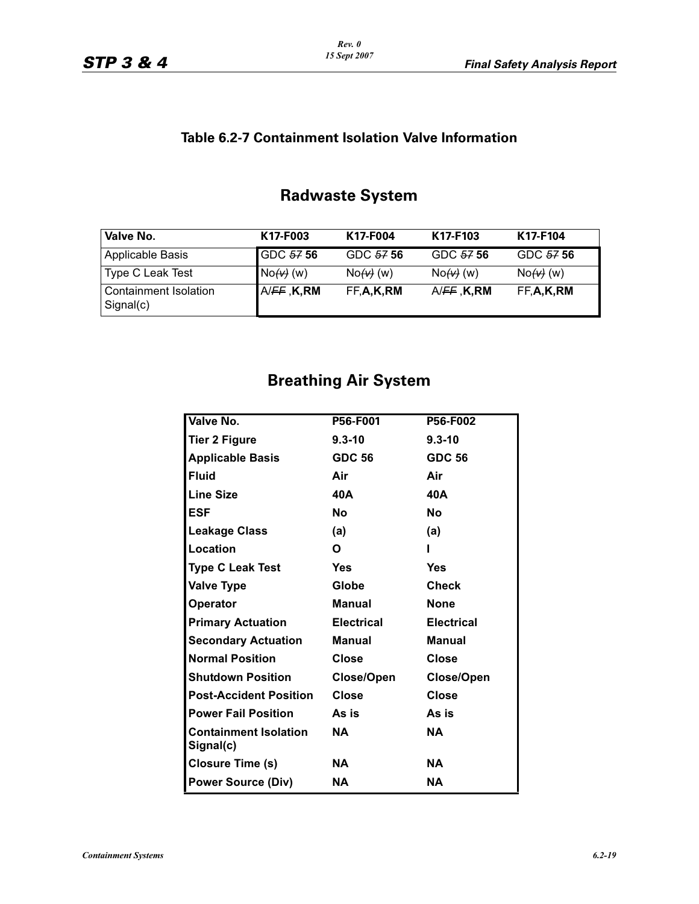## Table 6.2-7 Containment Isolation Valve Information

### Radwaste System

| Valve No. | K17-F003 | K17-F004 | K17-F103 | K17-F104 |
|---|---|---|---|---|
| Applicable Basis | GDC ~~57~~ **56** | GDC ~~57~~ **56** | GDC ~~57~~ **56** | GDC ~~57~~ **56** |
| Type C Leak Test | No~~(v)~~ (w) | No~~(v)~~ (w) | No~~(v)~~ (w) | No~~(v)~~ (w) |
| Containment Isolation Signal(c) | A/~~FF~~ ,**K,RM** | FF,**A,K,RM** | A/~~FF~~ ,**K,RM** | FF,**A,K,RM** |

### Breathing Air System

| **Valve No.** | **P56-F001** | **P56-F002** |
|---|---|---|
| **Tier 2 Figure** | **9.3-10** | **9.3-10** |
| **Applicable Basis** | **GDC 56** | **GDC 56** |
| **Fluid** | **Air** | **Air** |
| **Line Size** | **40A** | **40A** |
| **ESF** | **No** | **No** |
| **Leakage Class** | **(a)** | **(a)** |
| **Location** | **O** | **I** |
| **Type C Leak Test** | **Yes** | **Yes** |
| **Valve Type** | **Globe** | **Check** |
| **Operator** | **Manual** | **None** |
| **Primary Actuation** | **Electrical** | **Electrical** |
| **Secondary Actuation** | **Manual** | **Manual** |
| **Normal Position** | **Close** | **Close** |
| **Shutdown Position** | **Close/Open** | **Close/Open** |
| **Post-Accident Position** | **Close** | **Close** |
| **Power Fail Position** | **As is** | **As is** |
| **Containment Isolation Signal(c)** | **NA** | **NA** |
| **Closure Time (s)** | **NA** | **NA** |
| **Power Source (Div)** | **NA** | **NA** |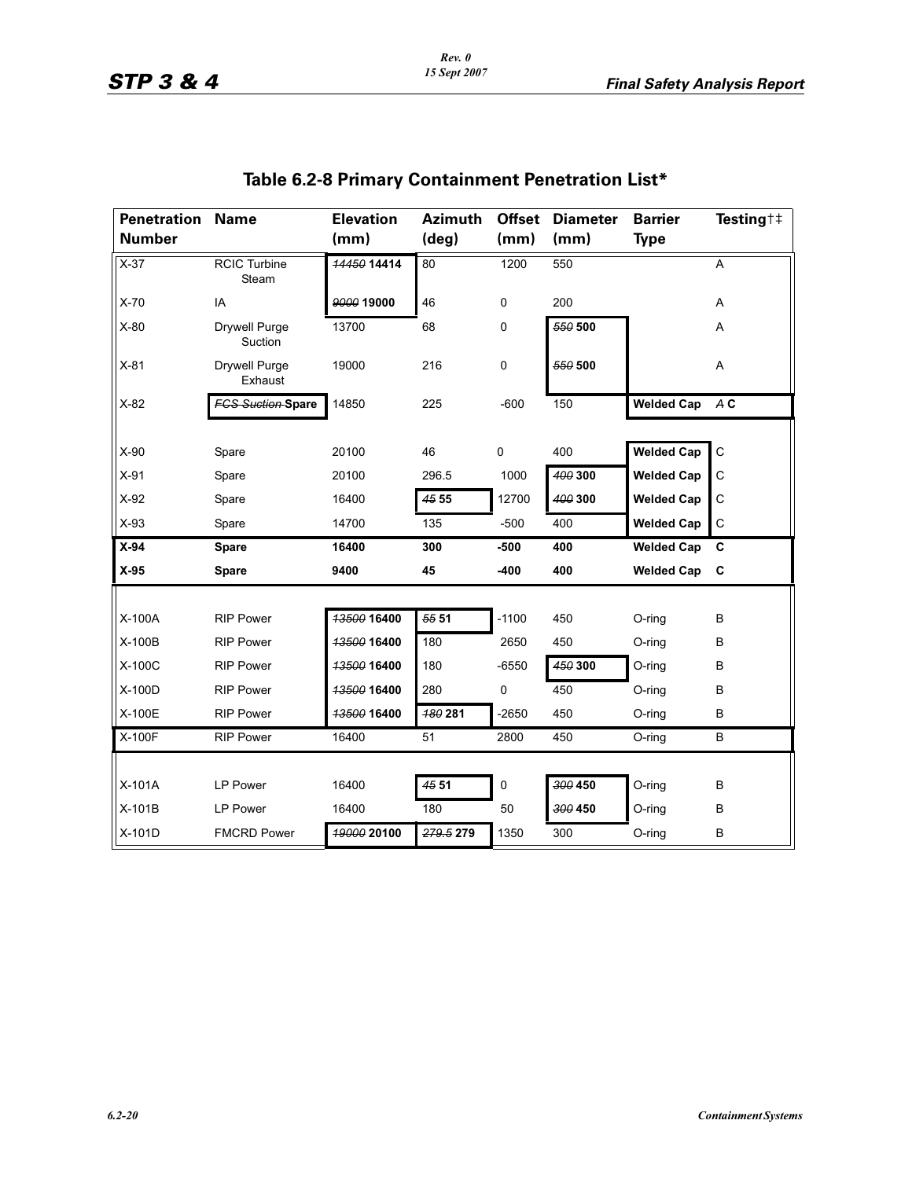## Table 6.2-8 Primary Containment Penetration List*

| Penetration Number | Name | Elevation (mm) | Azimuth (deg) | Offset (mm) | Diameter (mm) | Barrier Type | Testing†‡ |
|---|---|---|---|---|---|---|---|
| X-37 | RCIC Turbine Steam | ~~14450~~ **14414** | 80 | 1200 | 550 | | A |
| X-70 | IA | ~~9000~~ **19000** | 46 | 0 | 200 | | A |
| X-80 | Drywell Purge Suction | 13700 | 68 | 0 | ~~550~~ **500** | | A |
| X-81 | Drywell Purge Exhaust | 19000 | 216 | 0 | ~~550~~ **500** | | A |
| X-82 | ~~FCS Suction~~ **Spare** | 14850 | 225 | -600 | 150 | **Welded Cap** | ~~A~~ **C** |
| | | | | | | | |
| X-90 | Spare | 20100 | 46 | 0 | 400 | **Welded Cap** | C |
| X-91 | Spare | 20100 | 296.5 | 1000 | ~~400~~ **300** | **Welded Cap** | C |
| X-92 | Spare | 16400 | ~~45~~ **55** | 12700 | ~~400~~ **300** | **Welded Cap** | C |
| X-93 | Spare | 14700 | 135 | -500 | 400 | **Welded Cap** | C |
| **X-94** | **Spare** | **16400** | **300** | **-500** | **400** | **Welded Cap** | **C** |
| **X-95** | **Spare** | **9400** | **45** | **-400** | **400** | **Welded Cap** | **C** |
| | | | | | | | |
| X-100A | RIP Power | ~~13500~~ **16400** | ~~55~~ **51** | -1100 | 450 | O-ring | B |
| X-100B | RIP Power | ~~13500~~ **16400** | 180 | 2650 | 450 | O-ring | B |
| X-100C | RIP Power | ~~13500~~ **16400** | 180 | -6550 | ~~450~~ **300** | O-ring | B |
| X-100D | RIP Power | ~~13500~~ **16400** | 280 | 0 | 450 | O-ring | B |
| X-100E | RIP Power | ~~13500~~ **16400** | ~~180~~ **281** | -2650 | 450 | O-ring | B |
| X-100F | RIP Power | 16400 | 51 | 2800 | 450 | O-ring | B |
| | | | | | | | |
| X-101A | LP Power | 16400 | ~~45~~ **51** | 0 | ~~300~~ **450** | O-ring | B |
| X-101B | LP Power | 16400 | 180 | 50 | ~~300~~ **450** | O-ring | B |
| X-101D | FMCRD Power | ~~19000~~ **20100** | ~~279.5~~ **279** | 1350 | 300 | O-ring | B |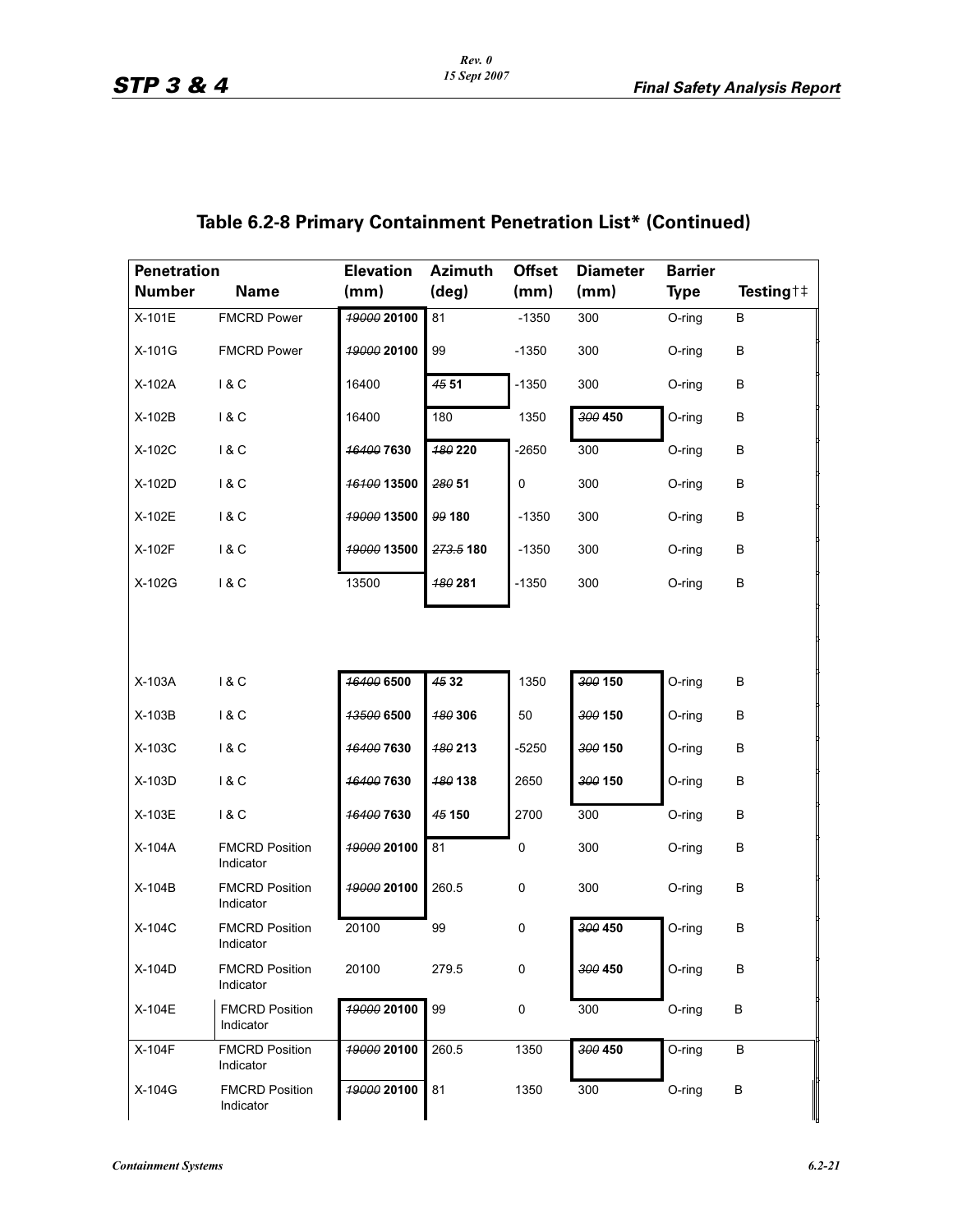## Table 6.2-8 Primary Containment Penetration List* (Continued)

| Penetration Number | Name | Elevation (mm) | Azimuth (deg) | Offset (mm) | Diameter (mm) | Barrier Type | Testing†‡ |
|---|---|---|---|---|---|---|---|
| X-101E | FMCRD Power | ~~19000~~ **20100** | 81 | -1350 | 300 | O-ring | B |
| X-101G | FMCRD Power | ~~19000~~ **20100** | 99 | -1350 | 300 | O-ring | B |
| X-102A | I & C | 16400 | ~~45~~ **51** | -1350 | 300 | O-ring | B |
| X-102B | I & C | 16400 | 180 | 1350 | ~~300~~ **450** | O-ring | B |
| X-102C | I & C | ~~16400~~ **7630** | ~~180~~ **220** | -2650 | 300 | O-ring | B |
| X-102D | I & C | ~~16100~~ **13500** | ~~280~~ **51** | 0 | 300 | O-ring | B |
| X-102E | I & C | ~~19000~~ **13500** | ~~99~~ **180** | -1350 | 300 | O-ring | B |
| X-102F | I & C | ~~19000~~ **13500** | ~~273.5~~ **180** | -1350 | 300 | O-ring | B |
| X-102G | I & C | 13500 | ~~180~~ **281** | -1350 | 300 | O-ring | B |
| X-103A | I & C | ~~16400~~ **6500** | ~~45~~ **32** | 1350 | ~~300~~ **150** | O-ring | B |
| X-103B | I & C | ~~13500~~ **6500** | ~~180~~ **306** | 50 | ~~300~~ **150** | O-ring | B |
| X-103C | I & C | ~~16400~~ **7630** | ~~180~~ **213** | -5250 | ~~300~~ **150** | O-ring | B |
| X-103D | I & C | ~~16400~~ **7630** | ~~180~~ **138** | 2650 | ~~300~~ **150** | O-ring | B |
| X-103E | I & C | ~~16400~~ **7630** | ~~45~~ **150** | 2700 | 300 | O-ring | B |
| X-104A | FMCRD Position Indicator | ~~19000~~ **20100** | 81 | 0 | 300 | O-ring | B |
| X-104B | FMCRD Position Indicator | ~~19000~~ **20100** | 260.5 | 0 | 300 | O-ring | B |
| X-104C | FMCRD Position Indicator | 20100 | 99 | 0 | ~~300~~ **450** | O-ring | B |
| X-104D | FMCRD Position Indicator | 20100 | 279.5 | 0 | ~~300~~ **450** | O-ring | B |
| X-104E | FMCRD Position Indicator | ~~19000~~ **20100** | 99 | 0 | 300 | O-ring | B |
| X-104F | FMCRD Position Indicator | ~~19000~~ **20100** | 260.5 | 1350 | ~~300~~ **450** | O-ring | B |
| X-104G | FMCRD Position Indicator | ~~19000~~ **20100** | 81 | 1350 | 300 | O-ring | B |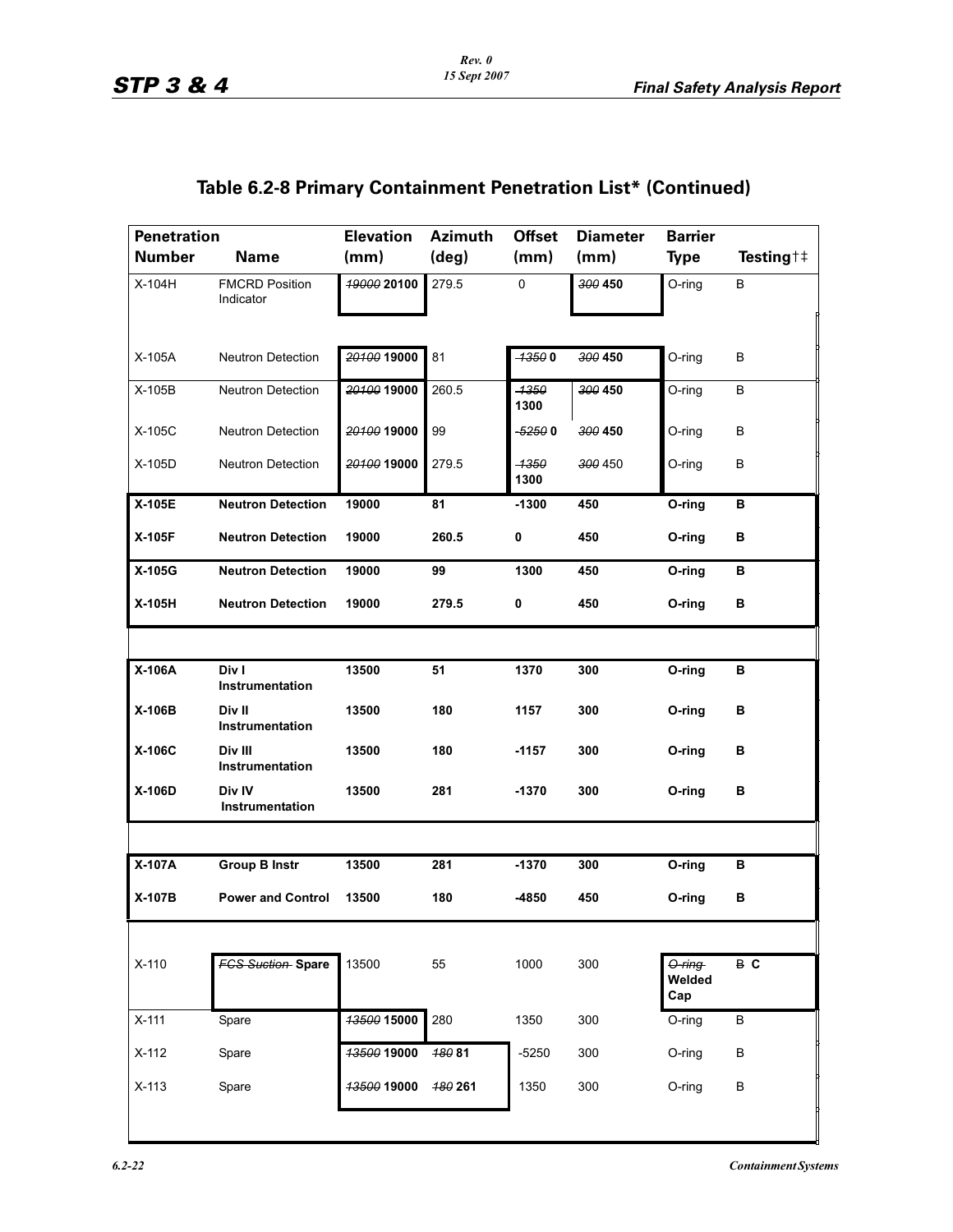## Table 6.2-8 Primary Containment Penetration List* (Continued)

| Penetration Number | Name | Elevation (mm) | Azimuth (deg) | Offset (mm) | Diameter (mm) | Barrier Type | Testing†‡ |
|---|---|---|---|---|---|---|---|
| X-104H | FMCRD Position Indicator | ~~19000~~ **20100** | 279.5 | 0 | ~~300~~ **450** | O-ring | B |
| X-105A | Neutron Detection | ~~20100~~ **19000** | 81 | ~~-1350~~ **0** | ~~300~~ **450** | O-ring | B |
| X-105B | Neutron Detection | ~~20100~~ **19000** | 260.5 | ~~-1350~~ **1300** | ~~300~~ **450** | O-ring | B |
| X-105C | Neutron Detection | ~~20100~~ **19000** | 99 | ~~-5250~~ **0** | ~~300~~ **450** | O-ring | B |
| X-105D | Neutron Detection | ~~20100~~ **19000** | 279.5 | ~~-1350~~ **1300** | ~~300~~ 450 | O-ring | B |
| **X-105E** | **Neutron Detection** | **19000** | **81** | **-1300** | **450** | **O-ring** | **B** |
| **X-105F** | **Neutron Detection** | **19000** | **260.5** | **0** | **450** | **O-ring** | **B** |
| **X-105G** | **Neutron Detection** | **19000** | **99** | **1300** | **450** | **O-ring** | **B** |
| **X-105H** | **Neutron Detection** | **19000** | **279.5** | **0** | **450** | **O-ring** | **B** |
| **X-106A** | **Div I Instrumentation** | **13500** | **51** | **1370** | **300** | **O-ring** | **B** |
| **X-106B** | **Div II Instrumentation** | **13500** | **180** | **1157** | **300** | **O-ring** | **B** |
| **X-106C** | **Div III Instrumentation** | **13500** | **180** | **-1157** | **300** | **O-ring** | **B** |
| **X-106D** | **Div IV Instrumentation** | **13500** | **281** | **-1370** | **300** | **O-ring** | **B** |
| **X-107A** | **Group B Instr** | **13500** | **281** | **-1370** | **300** | **O-ring** | **B** |
| **X-107B** | **Power and Control** | **13500** | **180** | **-4850** | **450** | **O-ring** | **B** |
| X-110 | ~~FCS Suction~~ **Spare** | 13500 | 55 | 1000 | 300 | ~~O-ring~~ **Welded Cap** | ~~B~~ **C** |
| X-111 | Spare | ~~13500~~ **15000** | 280 | 1350 | 300 | O-ring | B |
| X-112 | Spare | ~~13500~~ **19000** | ~~180~~ **81** | -5250 | 300 | O-ring | B |
| X-113 | Spare | ~~13500~~ **19000** | ~~180~~ **261** | 1350 | 300 | O-ring | B |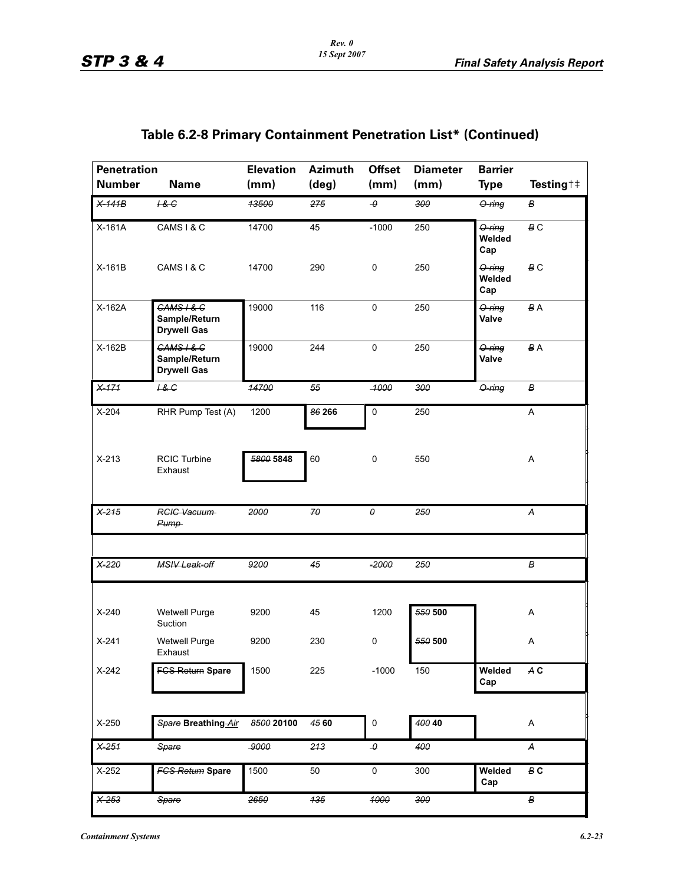## Table 6.2-8 Primary Containment Penetration List* (Continued)

| Penetration Number | Name | Elevation (mm) | Azimuth (deg) | Offset (mm) | Diameter (mm) | Barrier Type | Testing†‡ |
|---|---|---|---|---|---|---|---|
| ~~X-141B~~ | ~~I & C~~ | ~~13500~~ | ~~275~~ | ~~0~~ | ~~300~~ | ~~O-ring~~ | ~~B~~ |
| X-161A | CAMS I & C | 14700 | 45 | -1000 | 250 | ~~O-ring~~ **Welded Cap** | ~~B~~ C |
| X-161B | CAMS I & C | 14700 | 290 | 0 | 250 | ~~O-ring~~ **Welded Cap** | ~~B~~ C |
| X-162A | ~~CAMS I & C~~ **Sample/Return Drywell Gas** | 19000 | 116 | 0 | 250 | ~~O-ring~~ **Valve** | ~~B~~ A |
| X-162B | ~~CAMS I & C~~ **Sample/Return Drywell Gas** | 19000 | 244 | 0 | 250 | ~~O-ring~~ **Valve** | ~~B~~ A |
| ~~X-171~~ | ~~I & C~~ | ~~14700~~ | ~~55~~ | ~~-1000~~ | ~~300~~ | ~~O-ring~~ | ~~B~~ |
| X-204 | RHR Pump Test (A) | 1200 | ~~86~~ **266** | 0 | 250 | | A |
| X-213 | RCIC Turbine Exhaust | ~~5800~~ **5848** | 60 | 0 | 550 | | A |
| ~~X-215~~ | ~~RCIC Vacuum Pump~~ | ~~2000~~ | ~~70~~ | ~~0~~ | ~~250~~ | | ~~A~~ |
| ~~X-220~~ | ~~MSIV Leak-off~~ | ~~9200~~ | ~~45~~ | ~~-2000~~ | ~~250~~ | | ~~B~~ |
| X-240 | Wetwell Purge Suction | 9200 | 45 | 1200 | ~~550~~ **500** | | A |
| X-241 | Wetwell Purge Exhaust | 9200 | 230 | 0 | ~~550~~ **500** | | A |
| X-242 | ~~FCS Return~~ **Spare** | 1500 | 225 | -1000 | 150 | **Welded Cap** | ~~A~~ **C** |
| X-250 | ~~Spare~~ **Breathing** ~~Air~~ | ~~8500~~ **20100** | ~~45~~ **60** | 0 | ~~400~~ **40** | | A |
| ~~X-251~~ | ~~Spare~~ | ~~9000~~ | ~~213~~ | ~~0~~ | ~~400~~ | | ~~A~~ |
| X-252 | ~~FCS Return~~ **Spare** | 1500 | 50 | 0 | 300 | **Welded Cap** | ~~B~~ **C** |
| ~~X-253~~ | ~~Spare~~ | ~~2650~~ | ~~135~~ | ~~1000~~ | ~~300~~ | | ~~B~~ |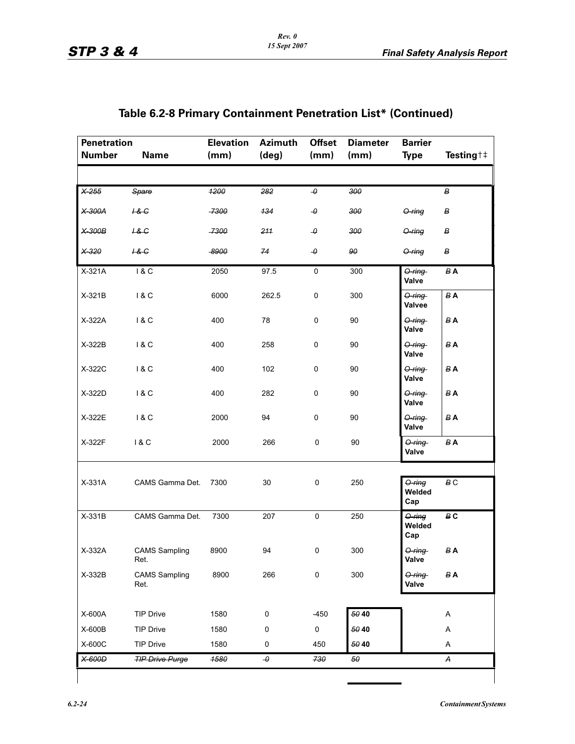# Table 6.2-8 Primary Containment Penetration List* (Continued)

| Penetration Number | Name | Elevation (mm) | Azimuth (deg) | Offset (mm) | Diameter (mm) | Barrier Type | Testing†‡ |
|---|---|---|---|---|---|---|---|
| ~~X-255~~ | ~~Spare~~ | ~~1200~~ | ~~282~~ | ~~0~~ | ~~300~~ | | ~~B~~ |
| ~~X-300A~~ | ~~I & C~~ | ~~7300~~ | ~~134~~ | ~~0~~ | ~~300~~ | ~~O-ring~~ | ~~B~~ |
| ~~X-300B~~ | ~~I & C~~ | ~~7300~~ | ~~211~~ | ~~0~~ | ~~300~~ | ~~O-ring~~ | ~~B~~ |
| ~~X-320~~ | ~~I & C~~ | ~~8900~~ | ~~74~~ | ~~0~~ | ~~90~~ | ~~O-ring~~ | ~~B~~ |
| X-321A | I & C | 2050 | 97.5 | 0 | 300 | ~~O-ring~~ **Valve** | ~~B~~ **A** |
| X-321B | I & C | 6000 | 262.5 | 0 | 300 | ~~O-ring~~ **Valvee** | ~~B~~ **A** |
| X-322A | I & C | 400 | 78 | 0 | 90 | ~~O-ring~~ **Valve** | ~~B~~ **A** |
| X-322B | I & C | 400 | 258 | 0 | 90 | ~~O-ring~~ **Valve** | ~~B~~ **A** |
| X-322C | I & C | 400 | 102 | 0 | 90 | ~~O-ring~~ **Valve** | ~~B~~ **A** |
| X-322D | I & C | 400 | 282 | 0 | 90 | ~~O-ring~~ **Valve** | ~~B~~ **A** |
| X-322E | I & C | 2000 | 94 | 0 | 90 | ~~O-ring~~ **Valve** | ~~B~~ **A** |
| X-322F | I & C | 2000 | 266 | 0 | 90 | ~~O-ring~~ **Valve** | ~~B~~ **A** |
| X-331A | CAMS Gamma Det. | 7300 | 30 | 0 | 250 | ~~O-ring~~ **Welded Cap** | ~~B~~ C |
| X-331B | CAMS Gamma Det. | 7300 | 207 | 0 | 250 | ~~O-ring~~ **Welded Cap** | ~~B~~ **C** |
| X-332A | CAMS Sampling Ret. | 8900 | 94 | 0 | 300 | ~~O-ring~~ **Valve** | ~~B~~ **A** |
| X-332B | CAMS Sampling Ret. | 8900 | 266 | 0 | 300 | ~~O-ring~~ **Valve** | ~~B~~ **A** |
| X-600A | TIP Drive | 1580 | 0 | -450 | ~~50~~ **40** | | A |
| X-600B | TIP Drive | 1580 | 0 | 0 | ~~50~~ **40** | | A |
| X-600C | TIP Drive | 1580 | 0 | 450 | ~~50~~ **40** | | A |
| ~~X-600D~~ | ~~TIP Drive Purge~~ | ~~1580~~ | ~~0~~ | ~~730~~ | ~~50~~ | | ~~A~~ |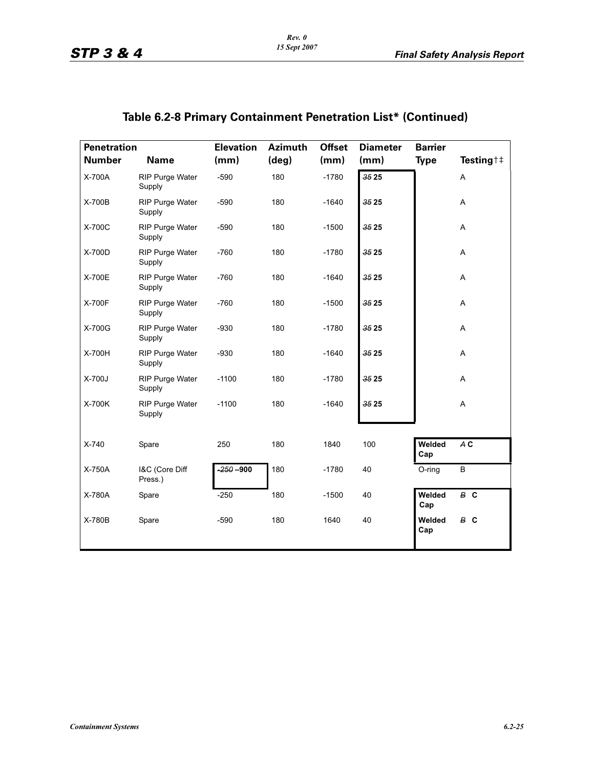## Table 6.2-8 Primary Containment Penetration List* (Continued)

| Penetration Number | Name | Elevation (mm) | Azimuth (deg) | Offset (mm) | Diameter (mm) | Barrier Type | Testing†‡ |
|---|---|---|---|---|---|---|---|
| X-700A | RIP Purge Water Supply | -590 | 180 | -1780 | ~~35~~ **25** | | A |
| X-700B | RIP Purge Water Supply | -590 | 180 | -1640 | ~~35~~ **25** | | A |
| X-700C | RIP Purge Water Supply | -590 | 180 | -1500 | ~~35~~ **25** | | A |
| X-700D | RIP Purge Water Supply | -760 | 180 | -1780 | ~~35~~ **25** | | A |
| X-700E | RIP Purge Water Supply | -760 | 180 | -1640 | ~~35~~ **25** | | A |
| X-700F | RIP Purge Water Supply | -760 | 180 | -1500 | ~~35~~ **25** | | A |
| X-700G | RIP Purge Water Supply | -930 | 180 | -1780 | ~~35~~ **25** | | A |
| X-700H | RIP Purge Water Supply | -930 | 180 | -1640 | ~~35~~ **25** | | A |
| X-700J | RIP Purge Water Supply | -1100 | 180 | -1780 | ~~35~~ **25** | | A |
| X-700K | RIP Purge Water Supply | -1100 | 180 | -1640 | ~~35~~ **25** | | A |
| X-740 | Spare | 250 | 180 | 1840 | 100 | **Welded Cap** | ~~A~~ **C** |
| X-750A | I&C (Core Diff Press.) | ~~-250~~ **–900** | 180 | -1780 | 40 | O-ring | B |
| X-780A | Spare | -250 | 180 | -1500 | 40 | **Welded Cap** | ~~B~~ **C** |
| X-780B | Spare | -590 | 180 | 1640 | 40 | **Welded Cap** | ~~B~~ **C** |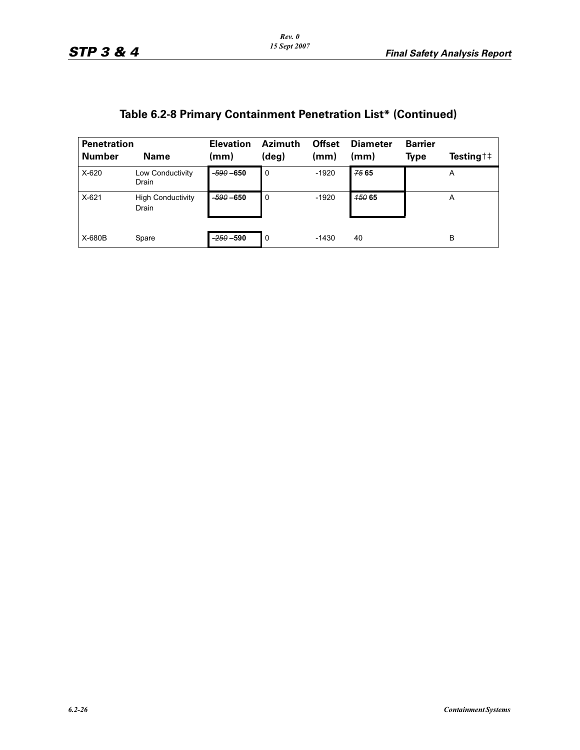## Table 6.2-8 Primary Containment Penetration List* (Continued)

| Penetration Number | Name | Elevation (mm) | Azimuth (deg) | Offset (mm) | Diameter (mm) | Barrier Type | Testing†‡ |
|---|---|---|---|---|---|---|---|
| X-620 | Low Conductivity Drain | ~~-590~~ **–650** | 0 | -1920 | ~~75~~ **65** | | A |
| X-621 | High Conductivity Drain | ~~-590~~ **–650** | 0 | -1920 | ~~150~~ **65** | | A |
| X-680B | Spare | ~~-250~~ **–590** | 0 | -1430 | 40 | | B |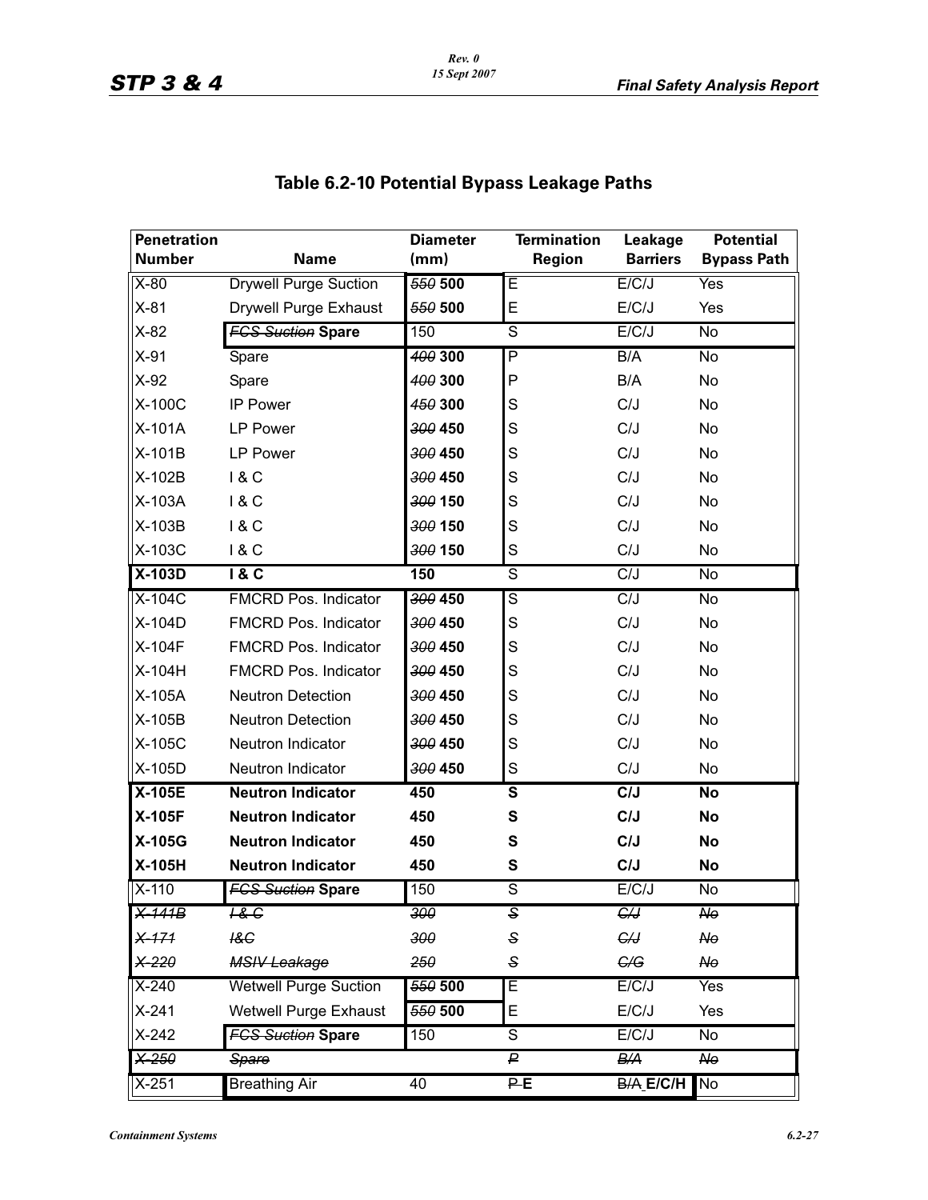## Table 6.2-10 Potential Bypass Leakage Paths

| Penetration Number | Name | Diameter (mm) | Termination Region | Leakage Barriers | Potential Bypass Path |
|---|---|---|---|---|---|
| X-80 | Drywell Purge Suction | ~~550~~ **500** | E | E/C/J | Yes |
| X-81 | Drywell Purge Exhaust | ~~550~~ **500** | E | E/C/J | Yes |
| X-82 | ~~FCS Suction~~ **Spare** | 150 | S | E/C/J | No |
| X-91 | Spare | ~~400~~ **300** | P | B/A | No |
| X-92 | Spare | ~~400~~ **300** | P | B/A | No |
| X-100C | IP Power | ~~450~~ **300** | S | C/J | No |
| X-101A | LP Power | ~~300~~ **450** | S | C/J | No |
| X-101B | LP Power | ~~300~~ **450** | S | C/J | No |
| X-102B | I & C | ~~300~~ **450** | S | C/J | No |
| X-103A | I & C | ~~300~~ **150** | S | C/J | No |
| X-103B | I & C | ~~300~~ **150** | S | C/J | No |
| X-103C | I & C | ~~300~~ **150** | S | C/J | No |
| **X-103D** | **I & C** | **150** | S | C/J | No |
| X-104C | FMCRD Pos. Indicator | ~~300~~ **450** | S | C/J | No |
| X-104D | FMCRD Pos. Indicator | ~~300~~ **450** | S | C/J | No |
| X-104F | FMCRD Pos. Indicator | ~~300~~ **450** | S | C/J | No |
| X-104H | FMCRD Pos. Indicator | ~~300~~ **450** | S | C/J | No |
| X-105A | Neutron Detection | ~~300~~ **450** | S | C/J | No |
| X-105B | Neutron Detection | ~~300~~ **450** | S | C/J | No |
| X-105C | Neutron Indicator | ~~300~~ **450** | S | C/J | No |
| X-105D | Neutron Indicator | ~~300~~ **450** | S | C/J | No |
| **X-105E** | **Neutron Indicator** | **450** | **S** | **C/J** | **No** |
| **X-105F** | **Neutron Indicator** | **450** | **S** | **C/J** | **No** |
| **X-105G** | **Neutron Indicator** | **450** | **S** | **C/J** | **No** |
| **X-105H** | **Neutron Indicator** | **450** | **S** | **C/J** | **No** |
| X-110 | ~~FCS Suction~~ **Spare** | 150 | S | E/C/J | No |
| ~~X-141B~~ | ~~I & C~~ | ~~300~~ | ~~S~~ | ~~C/J~~ | ~~No~~ |
| ~~X-171~~ | ~~I&C~~ | ~~300~~ | ~~S~~ | ~~C/J~~ | ~~No~~ |
| ~~X-220~~ | ~~MSIV Leakage~~ | ~~250~~ | ~~S~~ | ~~C/G~~ | ~~No~~ |
| X-240 | Wetwell Purge Suction | ~~550~~ **500** | E | E/C/J | Yes |
| X-241 | Wetwell Purge Exhaust | ~~550~~ **500** | E | E/C/J | Yes |
| X-242 | ~~FCS Suction~~ **Spare** | 150 | S | E/C/J | No |
| ~~X-250~~ | ~~Spare~~ | | ~~P~~ | ~~B/A~~ | ~~No~~ |
| X-251 | Breathing Air | 40 | ~~P~~ **E** | ~~B/A~~ **E/C/H** | No |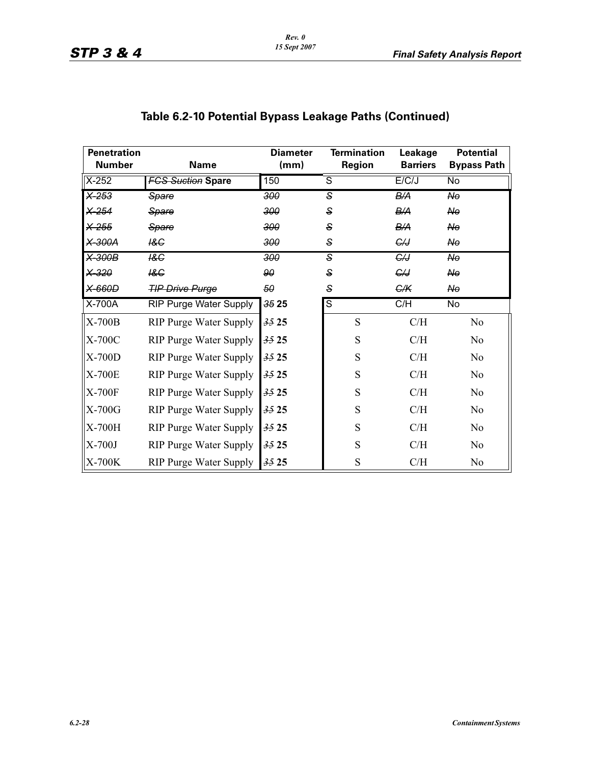## Table 6.2-10 Potential Bypass Leakage Paths (Continued)

| Penetration Number | Name | Diameter (mm) | Termination Region | Leakage Barriers | Potential Bypass Path |
|---|---|---|---|---|---|
| X-252 | ~~FCS Suction~~ **Spare** | 150 | S | E/C/J | No |
| ~~X-253~~ | ~~Spare~~ | ~~300~~ | ~~S~~ | ~~B/A~~ | ~~No~~ |
| ~~X-254~~ | ~~Spare~~ | ~~300~~ | ~~S~~ | ~~B/A~~ | ~~No~~ |
| ~~X-255~~ | ~~Spare~~ | ~~300~~ | ~~S~~ | ~~B/A~~ | ~~No~~ |
| ~~X-300A~~ | ~~I&C~~ | ~~300~~ | ~~S~~ | ~~C/J~~ | ~~No~~ |
| ~~X-300B~~ | ~~I&C~~ | ~~300~~ | ~~S~~ | ~~C/J~~ | ~~No~~ |
| ~~X-320~~ | ~~I&C~~ | ~~90~~ | ~~S~~ | ~~C/J~~ | ~~No~~ |
| ~~X-660D~~ | ~~TIP Drive Purge~~ | ~~50~~ | ~~S~~ | ~~C/K~~ | ~~No~~ |
| X-700A | RIP Purge Water Supply | ~~35~~ **25** | S | C/H | No |
| X-700B | RIP Purge Water Supply | ~~35~~ **25** | S | C/H | No |
| X-700C | RIP Purge Water Supply | ~~35~~ **25** | S | C/H | No |
| X-700D | RIP Purge Water Supply | ~~35~~ **25** | S | C/H | No |
| X-700E | RIP Purge Water Supply | ~~35~~ **25** | S | C/H | No |
| X-700F | RIP Purge Water Supply | ~~35~~ **25** | S | C/H | No |
| X-700G | RIP Purge Water Supply | ~~35~~ **25** | S | C/H | No |
| X-700H | RIP Purge Water Supply | ~~35~~ **25** | S | C/H | No |
| X-700J | RIP Purge Water Supply | ~~35~~ **25** | S | C/H | No |
| X-700K | RIP Purge Water Supply | ~~35~~ **25** | S | C/H | No |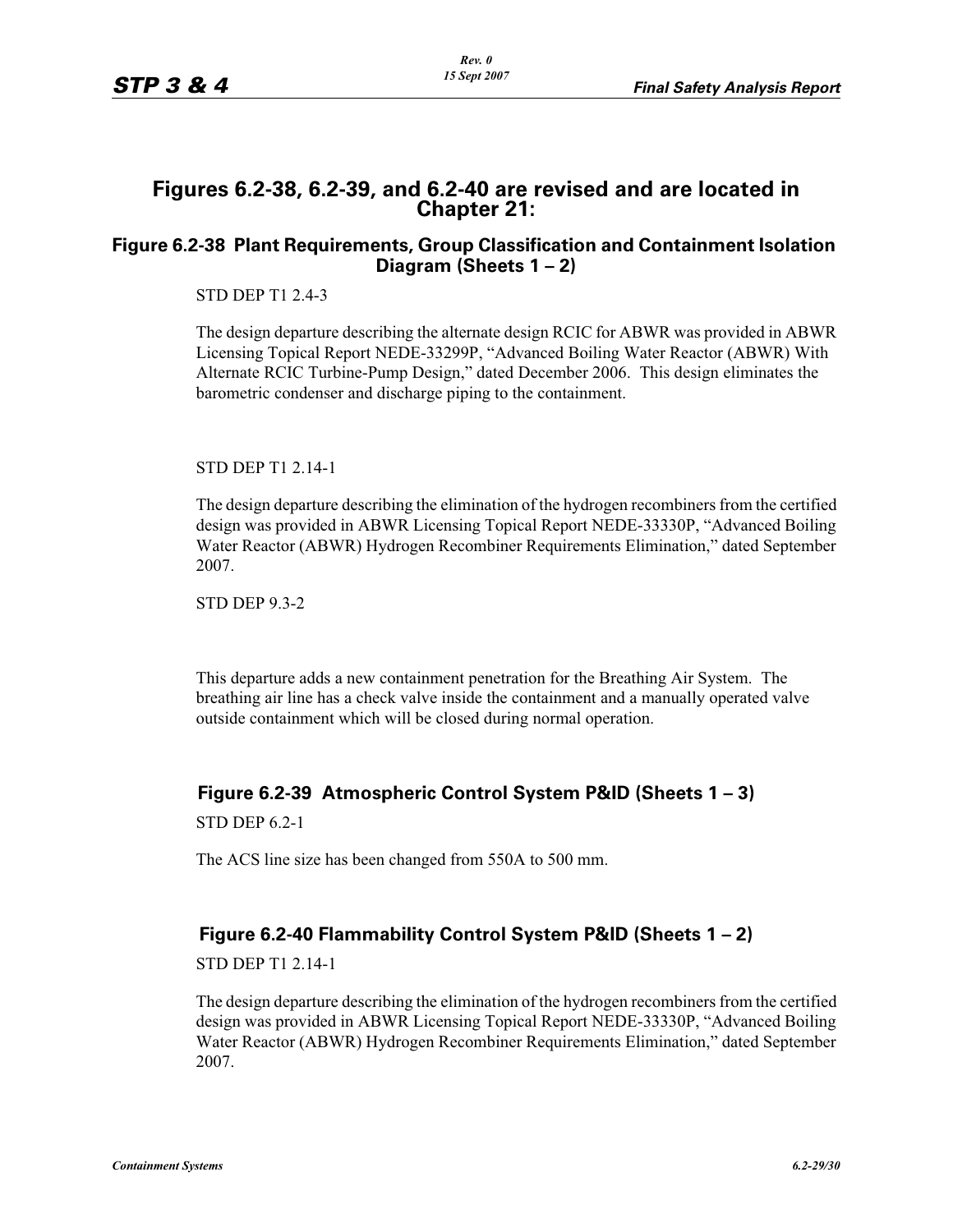## Figures 6.2-38, 6.2-39, and 6.2-40 are revised and are located in Chapter 21:

### Figure 6.2-38 Plant Requirements, Group Classification and Containment Isolation Diagram (Sheets 1 – 2)

STD DEP T1 2.4-3

The design departure describing the alternate design RCIC for ABWR was provided in ABWR Licensing Topical Report NEDE-33299P, “Advanced Boiling Water Reactor (ABWR) With Alternate RCIC Turbine-Pump Design,” dated December 2006. This design eliminates the barometric condenser and discharge piping to the containment.

STD DEP T1 2.14-1

The design departure describing the elimination of the hydrogen recombiners from the certified design was provided in ABWR Licensing Topical Report NEDE-33330P, “Advanced Boiling Water Reactor (ABWR) Hydrogen Recombiner Requirements Elimination,” dated September 2007.

STD DEP 9.3-2

This departure adds a new containment penetration for the Breathing Air System. The breathing air line has a check valve inside the containment and a manually operated valve outside containment which will be closed during normal operation.

### Figure 6.2-39 Atmospheric Control System P&ID (Sheets 1 – 3)

STD DEP 6.2-1

The ACS line size has been changed from 550A to 500 mm.

### Figure 6.2-40 Flammability Control System P&ID (Sheets 1 – 2)

STD DEP T1 2.14-1

The design departure describing the elimination of the hydrogen recombiners from the certified design was provided in ABWR Licensing Topical Report NEDE-33330P, “Advanced Boiling Water Reactor (ABWR) Hydrogen Recombiner Requirements Elimination,” dated September 2007.